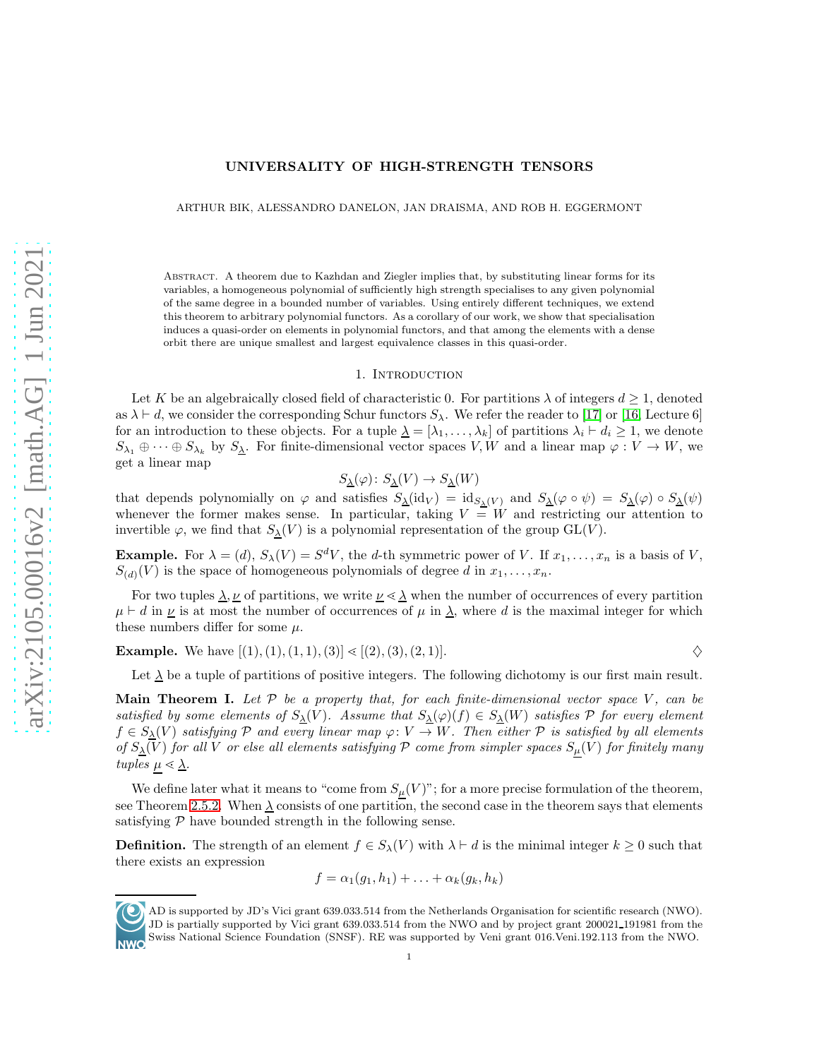# UNIVERSALITY OF HIGH-STRENGTH TENSORS

ARTHUR BIK, ALESSANDRO DANELON, JAN DRAISMA, AND ROB H. EGGERMONT

Abstract. A theorem due to Kazhdan and Ziegler implies that, by substituting linear forms for its variables, a homogeneous polynomial of sufficiently high strength specialises to any given polynomial of the same degree in a bounded number of variables. Using entirely different techniques, we extend this theorem to arbitrary polynomial functors. As a corollary of our work, we show that specialisation induces a quasi-order on elements in polynomial functors, and that among the elements with a dense orbit there are unique smallest and largest equivalence classes in this quasi-order.

## 1. Introduction

Let $K$ be an algebraically closed field of characteristic 0. For partitions $\lambda$ of integers $d \geq 1$, denoted as $\lambda \vdash d$, we consider the corresponding Schur functors $S_\lambda$. We refer the reader to [17] or [16, Lecture 6] for an introduction to these objects. For a tuple $\underline{\lambda} = [\lambda_1, \ldots, \lambda_k]$ of partitions $\lambda_i \vdash d_i \geq 1$, we denote $S_{\lambda_1} \oplus \cdots \oplus S_{\lambda_k}$ by $S_{\underline{\lambda}}$. For finite-dimensional vector spaces $V, W$ and a linear map $\varphi : V \to W$, we get a linear map

$$S_{\underline{\lambda}}(\varphi)\colon S_{\underline{\lambda}}(V) \to S_{\underline{\lambda}}(W)$$

that depends polynomially on $\varphi$ and satisfies $S_{\underline{\lambda}}(\mathrm{id}_V) = \mathrm{id}_{S_{\underline{\lambda}}(V)}$ and $S_{\underline{\lambda}}(\varphi \circ \psi) = S_{\underline{\lambda}}(\varphi) \circ S_{\underline{\lambda}}(\psi)$ whenever the former makes sense. In particular, taking $V = W$ and restricting our attention to invertible $\varphi$, we find that $S_{\underline{\lambda}}(V)$ is a polynomial representation of the group $\mathrm{GL}(V)$.

**Example.** For $\lambda = (d)$, $S_\lambda(V) = S^d V$, the $d$-th symmetric power of $V$. If $x_1, \ldots, x_n$ is a basis of $V$, $S_{(d)}(V)$ is the space of homogeneous polynomials of degree $d$ in $x_1, \ldots, x_n$.

For two tuples $\underline{\lambda}, \underline{\nu}$ of partitions, we write $\underline{\nu} \lessdot \underline{\lambda}$ when the number of occurrences of every partition $\mu \vdash d$ in $\underline{\nu}$ is at most the number of occurrences of $\mu$ in $\underline{\lambda}$, where $d$ is the maximal integer for which these numbers differ for some $\mu$.

**Example.** We have $[(1), (1), (1, 1), (3)] \lessdot [(2), (3), (2, 1)]$. ♢

Let $\underline{\lambda}$ be a tuple of partitions of positive integers. The following dichotomy is our first main result.

**Main Theorem I.** *Let $\mathcal{P}$ be a property that, for each finite-dimensional vector space $V$, can be satisfied by some elements of $S_{\underline{\lambda}}(V)$. Assume that $S_{\underline{\lambda}}(\varphi)(f) \in S_{\underline{\lambda}}(W)$ satisfies $\mathcal{P}$ for every element $f \in S_{\underline{\lambda}}(V)$ satisfying $\mathcal{P}$ and every linear map $\varphi\colon V \to W$. Then either $\mathcal{P}$ is satisfied by all elements of $S_{\underline{\lambda}}(V)$ for all $V$ or else all elements satisfying $\mathcal{P}$ come from simpler spaces $S_{\underline{\mu}}(V)$ for finitely many tuples $\underline{\mu} \lessdot \underline{\lambda}$.*

We define later what it means to "come from $S_{\underline{\mu}}(V)$"; for a more precise formulation of the theorem, see Theorem 2.5.2. When $\underline{\lambda}$ consists of one partition, the second case in the theorem says that elements satisfying $\mathcal{P}$ have bounded strength in the following sense.

**Definition.** The strength of an element $f \in S_\lambda(V)$ with $\lambda \vdash d$ is the minimal integer $k \geq 0$ such that there exists an expression

$$f = \alpha_1(g_1, h_1) + \ldots + \alpha_k(g_k, h_k)$$

AD is supported by JD's Vici grant 639.033.514 from the Netherlands Organisation for scientific research (NWO). JD is partially supported by Vici grant 639.033.514 from the NWO and by project grant 200021_191981 from the Swiss National Science Foundation (SNSF). RE was supported by Veni grant 016.Veni.192.113 from the NWO.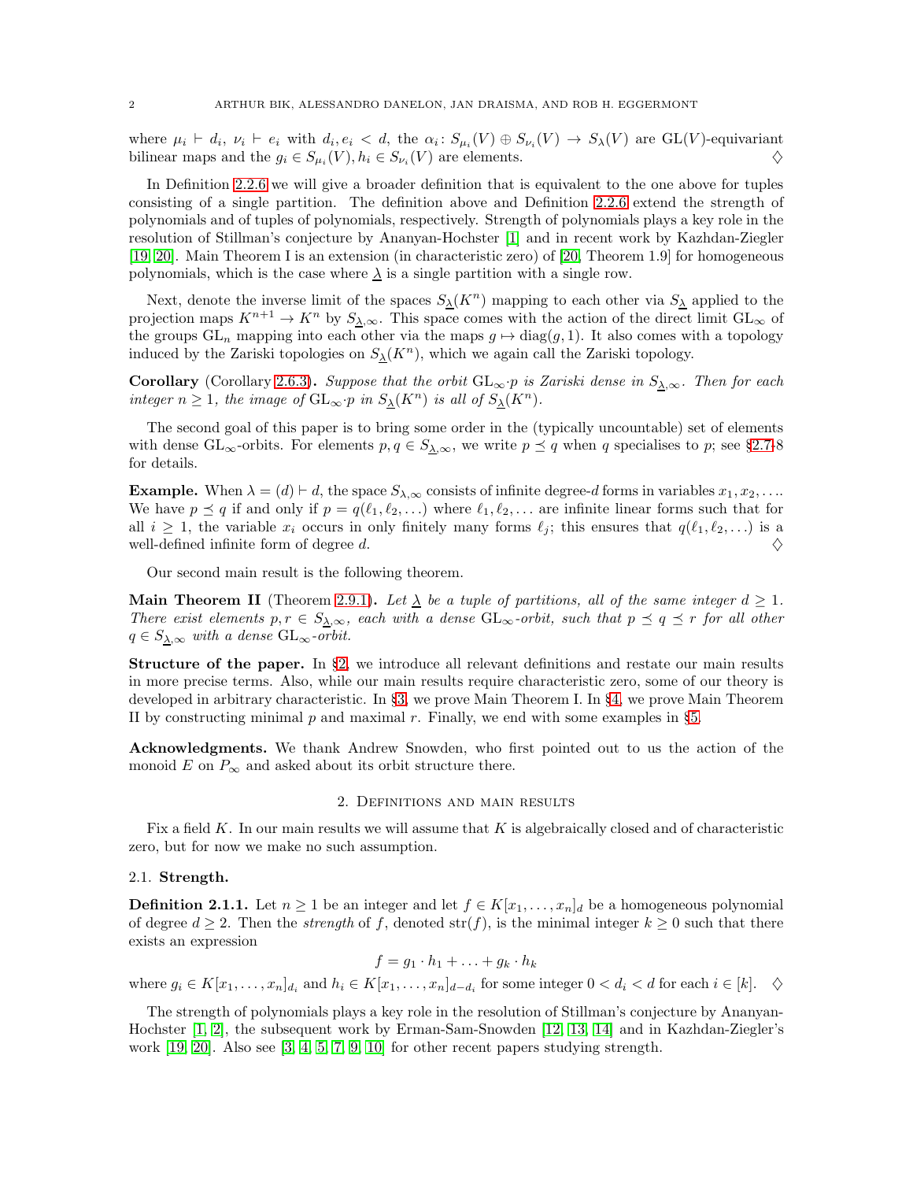where $\mu_i \vdash d_i$, $\nu_i \vdash e_i$ with $d_i, e_i < d$, the $\alpha_i \colon S_{\mu_i}(V) \oplus S_{\nu_i}(V) \to S_\lambda(V)$ are $\mathrm{GL}(V)$-equivariant bilinear maps and the $g_i \in S_{\mu_i}(V), h_i \in S_{\nu_i}(V)$ are elements. $\diamondsuit$

In Definition 2.2.6 we will give a broader definition that is equivalent to the one above for tuples consisting of a single partition. The definition above and Definition 2.2.6 extend the strength of polynomials and of tuples of polynomials, respectively. Strength of polynomials plays a key role in the resolution of Stillman's conjecture by Ananyan-Hochster [1] and in recent work by Kazhdan-Ziegler [19, 20]. Main Theorem I is an extension (in characteristic zero) of [20, Theorem 1.9] for homogeneous polynomials, which is the case where $\underline{\lambda}$ is a single partition with a single row.

Next, denote the inverse limit of the spaces $S_{\underline{\lambda}}(K^n)$ mapping to each other via $S_{\underline{\lambda}}$ applied to the projection maps $K^{n+1} \to K^n$ by $S_{\underline{\lambda},\infty}$. This space comes with the action of the direct limit $\mathrm{GL}_\infty$ of the groups $\mathrm{GL}_n$ mapping into each other via the maps $g \mapsto \mathrm{diag}(g, 1)$. It also comes with a topology induced by the Zariski topologies on $S_{\underline{\lambda}}(K^n)$, which we again call the Zariski topology.

**Corollary** (Corollary 2.6.3)**.** *Suppose that the orbit* $\mathrm{GL}_\infty \cdot p$ *is Zariski dense in* $S_{\underline{\lambda},\infty}$*. Then for each integer* $n \geq 1$*, the image of* $\mathrm{GL}_\infty \cdot p$ *in* $S_{\underline{\lambda}}(K^n)$ *is all of* $S_{\underline{\lambda}}(K^n)$*.*

The second goal of this paper is to bring some order in the (typically uncountable) set of elements with dense $\mathrm{GL}_\infty$-orbits. For elements $p, q \in S_{\underline{\lambda},\infty}$, we write $p \preceq q$ when $q$ specialises to $p$; see §2.7-8 for details.

**Example.** When $\lambda = (d) \vdash d$, the space $S_{\lambda,\infty}$ consists of infinite degree-$d$ forms in variables $x_1, x_2, \ldots$. We have $p \preceq q$ if and only if $p = q(\ell_1, \ell_2, \ldots)$ where $\ell_1, \ell_2, \ldots$ are infinite linear forms such that for all $i \geq 1$, the variable $x_i$ occurs in only finitely many forms $\ell_j$; this ensures that $q(\ell_1, \ell_2, \ldots)$ is a well-defined infinite form of degree $d$. $\diamondsuit$

Our second main result is the following theorem.

**Main Theorem II** (Theorem 2.9.1)**.** *Let* $\underline{\lambda}$ *be a tuple of partitions, all of the same integer* $d \geq 1$*. There exist elements* $p, r \in S_{\underline{\lambda},\infty}$*, each with a dense* $\mathrm{GL}_\infty$*-orbit, such that* $p \preceq q \preceq r$ *for all other* $q \in S_{\underline{\lambda},\infty}$ *with a dense* $\mathrm{GL}_\infty$*-orbit.*

**Structure of the paper.** In §2, we introduce all relevant definitions and restate our main results in more precise terms. Also, while our main results require characteristic zero, some of our theory is developed in arbitrary characteristic. In §3, we prove Main Theorem I. In §4, we prove Main Theorem II by constructing minimal $p$ and maximal $r$. Finally, we end with some examples in §5.

**Acknowledgments.** We thank Andrew Snowden, who first pointed out to us the action of the monoid $E$ on $P_\infty$ and asked about its orbit structure there.

## 2. Definitions and main results

Fix a field $K$. In our main results we will assume that $K$ is algebraically closed and of characteristic zero, but for now we make no such assumption.

### 2.1. Strength.

**Definition 2.1.1.** Let $n \geq 1$ be an integer and let $f \in K[x_1, \ldots, x_n]_d$ be a homogeneous polynomial of degree $d \geq 2$. Then the *strength* of $f$, denoted $\mathrm{str}(f)$, is the minimal integer $k \geq 0$ such that there exists an expression

$$f = g_1 \cdot h_1 + \ldots + g_k \cdot h_k$$

where $g_i \in K[x_1, \ldots, x_n]_{d_i}$ and $h_i \in K[x_1, \ldots, x_n]_{d-d_i}$ for some integer $0 < d_i < d$ for each $i \in [k]$. $\diamondsuit$

The strength of polynomials plays a key role in the resolution of Stillman's conjecture by Ananyan-Hochster [1, 2], the subsequent work by Erman-Sam-Snowden [12, 13, 14] and in Kazhdan-Ziegler's work [19, 20]. Also see [3, 4, 5, 7, 9, 10] for other recent papers studying strength.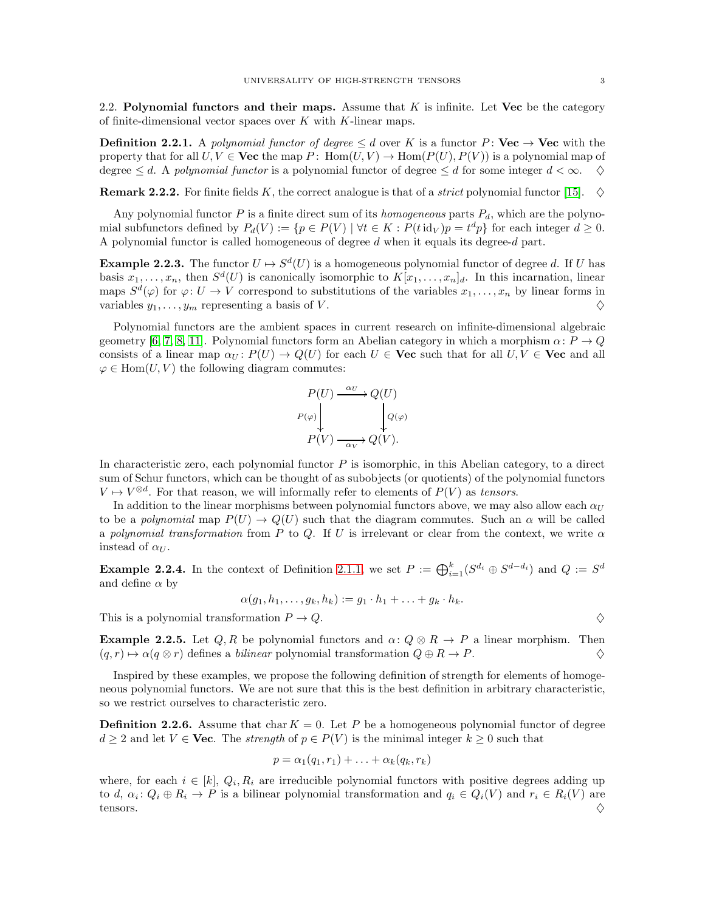## 2.2. Polynomial functors and their maps.

Assume that $K$ is infinite. Let **Vec** be the category of finite-dimensional vector spaces over $K$ with $K$-linear maps.

**Definition 2.2.1.** A *polynomial functor of degree* $\leq d$ over $K$ is a functor $P\colon \mathbf{Vec} \to \mathbf{Vec}$ with the property that for all $U, V \in \mathbf{Vec}$ the map $P\colon \operatorname{Hom}(U,V) \to \operatorname{Hom}(P(U), P(V))$ is a polynomial map of degree $\leq d$. A *polynomial functor* is a polynomial functor of degree $\leq d$ for some integer $d < \infty$. $\diamondsuit$

**Remark 2.2.2.** For finite fields $K$, the correct analogue is that of a *strict* polynomial functor [15]. $\diamondsuit$

Any polynomial functor $P$ is a finite direct sum of its *homogeneous* parts $P_d$, which are the polynomial subfunctors defined by $P_d(V) := \{p \in P(V) \mid \forall t \in K : P(t\,\mathrm{id}_V)p = t^d p\}$ for each integer $d \geq 0$. A polynomial functor is called homogeneous of degree $d$ when it equals its degree-$d$ part.

**Example 2.2.3.** The functor $U \mapsto S^d(U)$ is a homogeneous polynomial functor of degree $d$. If $U$ has basis $x_1, \ldots, x_n$, then $S^d(U)$ is canonically isomorphic to $K[x_1, \ldots, x_n]_d$. In this incarnation, linear maps $S^d(\varphi)$ for $\varphi\colon U \to V$ correspond to substitutions of the variables $x_1, \ldots, x_n$ by linear forms in variables $y_1, \ldots, y_m$ representing a basis of $V$. $\diamondsuit$

Polynomial functors are the ambient spaces in current research on infinite-dimensional algebraic geometry [6, 7, 8, 11]. Polynomial functors form an Abelian category in which a morphism $\alpha\colon P \to Q$ consists of a linear map $\alpha_U\colon P(U) \to Q(U)$ for each $U \in \mathbf{Vec}$ such that for all $U, V \in \mathbf{Vec}$ and all $\varphi \in \operatorname{Hom}(U,V)$ the following diagram commutes:

$$\begin{array}{ccc} P(U) & \xrightarrow{\alpha_U} & Q(U) \\ {\scriptstyle P(\varphi)}\downarrow & & \downarrow{\scriptstyle Q(\varphi)} \\ P(V) & \xrightarrow{\alpha_V} & Q(V). \end{array}$$

In characteristic zero, each polynomial functor $P$ is isomorphic, in this Abelian category, to a direct sum of Schur functors, which can be thought of as subobjects (or quotients) of the polynomial functors $V \mapsto V^{\otimes d}$. For that reason, we will informally refer to elements of $P(V)$ as *tensors*.

In addition to the linear morphisms between polynomial functors above, we may also allow each $\alpha_U$ to be a *polynomial* map $P(U) \to Q(U)$ such that the diagram commutes. Such an $\alpha$ will be called a *polynomial transformation* from $P$ to $Q$. If $U$ is irrelevant or clear from the context, we write $\alpha$ instead of $\alpha_U$.

**Example 2.2.4.** In the context of Definition 2.1.1, we set $P := \bigoplus_{i=1}^k (S^{d_i} \oplus S^{d-d_i})$ and $Q := S^d$ and define $\alpha$ by

$$\alpha(g_1, h_1, \ldots, g_k, h_k) := g_1 \cdot h_1 + \ldots + g_k \cdot h_k.$$

This is a polynomial transformation $P \to Q$. $\diamondsuit$

**Example 2.2.5.** Let $Q, R$ be polynomial functors and $\alpha\colon Q \otimes R \to P$ a linear morphism. Then $(q, r) \mapsto \alpha(q \otimes r)$ defines a *bilinear* polynomial transformation $Q \oplus R \to P$. $\diamondsuit$

Inspired by these examples, we propose the following definition of strength for elements of homogeneous polynomial functors. We are not sure that this is the best definition in arbitrary characteristic, so we restrict ourselves to characteristic zero.

**Definition 2.2.6.** Assume that $\operatorname{char} K = 0$. Let $P$ be a homogeneous polynomial functor of degree $d \geq 2$ and let $V \in \mathbf{Vec}$. The *strength* of $p \in P(V)$ is the minimal integer $k \geq 0$ such that

$$p = \alpha_1(q_1, r_1) + \ldots + \alpha_k(q_k, r_k)$$

where, for each $i \in [k]$, $Q_i, R_i$ are irreducible polynomial functors with positive degrees adding up to $d$, $\alpha_i\colon Q_i \oplus R_i \to P$ is a bilinear polynomial transformation and $q_i \in Q_i(V)$ and $r_i \in R_i(V)$ are tensors. $\diamondsuit$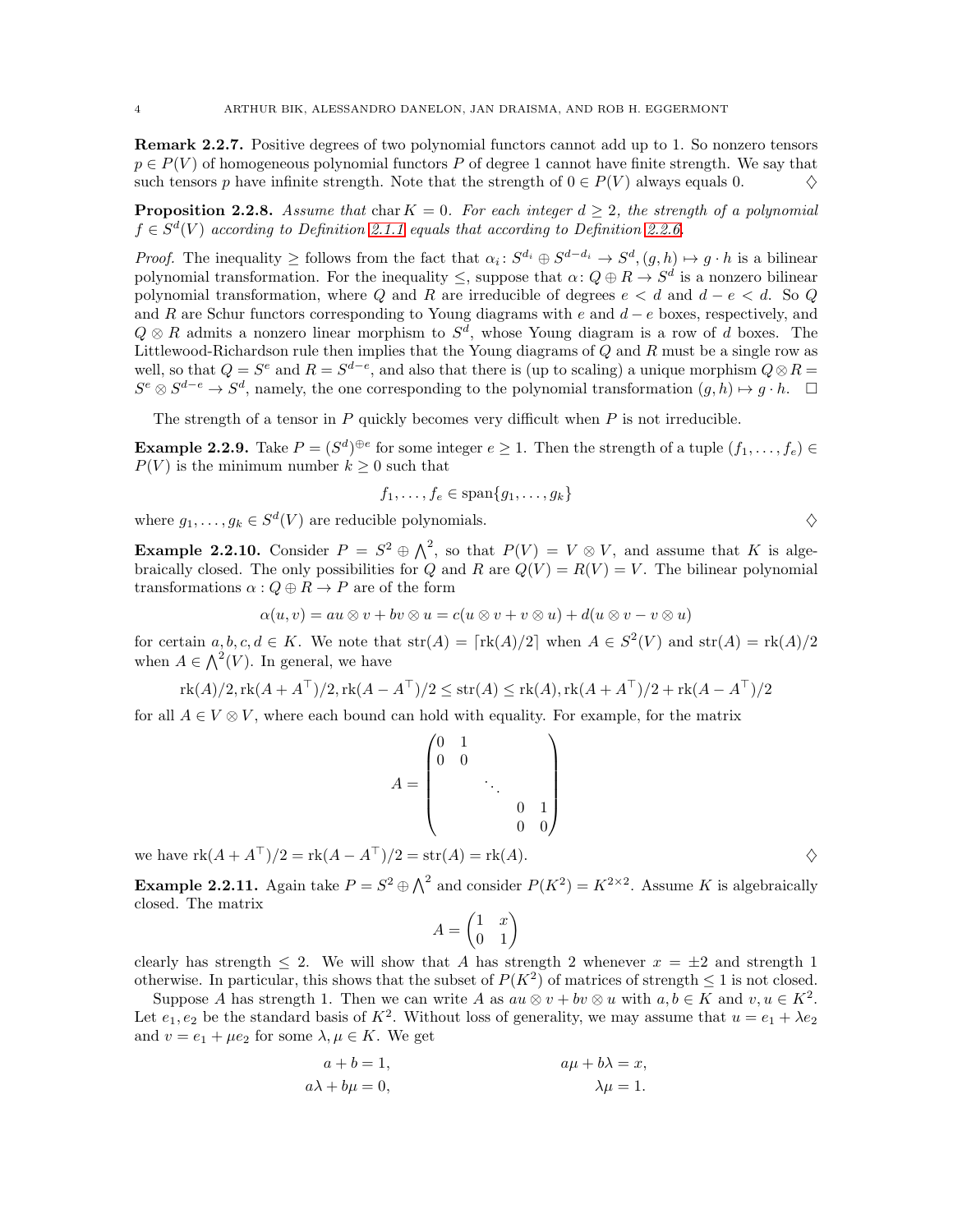**Remark 2.2.7.** Positive degrees of two polynomial functors cannot add up to 1. So nonzero tensors $p \in P(V)$ of homogeneous polynomial functors $P$ of degree 1 cannot have finite strength. We say that such tensors $p$ have infinite strength. Note that the strength of $0 \in P(V)$ always equals 0. $\diamondsuit$

**Proposition 2.2.8.** *Assume that* $\operatorname{char} K = 0$. *For each integer* $d \geq 2$, *the strength of a polynomial* $f \in S^d(V)$ *according to Definition 2.1.1 equals that according to Definition 2.2.6.*

*Proof.* The inequality $\geq$ follows from the fact that $\alpha_i \colon S^{d_i} \oplus S^{d-d_i} \to S^d, (g, h) \mapsto g \cdot h$ is a bilinear polynomial transformation. For the inequality $\leq$, suppose that $\alpha \colon Q \oplus R \to S^d$ is a nonzero bilinear polynomial transformation, where $Q$ and $R$ are irreducible of degrees $e < d$ and $d - e < d$. So $Q$ and $R$ are Schur functors corresponding to Young diagrams with $e$ and $d - e$ boxes, respectively, and $Q \otimes R$ admits a nonzero linear morphism to $S^d$, whose Young diagram is a row of $d$ boxes. The Littlewood-Richardson rule then implies that the Young diagrams of $Q$ and $R$ must be a single row as well, so that $Q = S^e$ and $R = S^{d-e}$, and also that there is (up to scaling) a unique morphism $Q \otimes R = S^e \otimes S^{d-e} \to S^d$, namely, the one corresponding to the polynomial transformation $(g, h) \mapsto g \cdot h$. $\square$

The strength of a tensor in $P$ quickly becomes very difficult when $P$ is not irreducible.

**Example 2.2.9.** Take $P = (S^d)^{\oplus e}$ for some integer $e \geq 1$. Then the strength of a tuple $(f_1, \ldots, f_e) \in P(V)$ is the minimum number $k \geq 0$ such that

$$f_1, \ldots, f_e \in \operatorname{span}\{g_1, \ldots, g_k\}$$

where $g_1, \ldots, g_k \in S^d(V)$ are reducible polynomials. $\diamondsuit$

**Example 2.2.10.** Consider $P = S^2 \oplus \bigwedge^2$, so that $P(V) = V \otimes V$, and assume that $K$ is algebraically closed. The only possibilities for $Q$ and $R$ are $Q(V) = R(V) = V$. The bilinear polynomial transformations $\alpha : Q \oplus R \to P$ are of the form

$$\alpha(u, v) = a u \otimes v + b v \otimes u = c(u \otimes v + v \otimes u) + d(u \otimes v - v \otimes u)$$

for certain $a, b, c, d \in K$. We note that $\operatorname{str}(A) = \lceil \operatorname{rk}(A)/2 \rceil$ when $A \in S^2(V)$ and $\operatorname{str}(A) = \operatorname{rk}(A)/2$ when $A \in \bigwedge^2(V)$. In general, we have

$$\operatorname{rk}(A)/2, \operatorname{rk}(A + A^\top)/2, \operatorname{rk}(A - A^\top)/2 \leq \operatorname{str}(A) \leq \operatorname{rk}(A), \operatorname{rk}(A + A^\top)/2 + \operatorname{rk}(A - A^\top)/2$$

for all $A \in V \otimes V$, where each bound can hold with equality. For example, for the matrix

$$A = \begin{pmatrix} 0 & 1 & & & \\ 0 & 0 & & & \\ & & \ddots & & \\ & & & 0 & 1 \\ & & & 0 & 0 \end{pmatrix}$$

we have $\operatorname{rk}(A + A^\top)/2 = \operatorname{rk}(A - A^\top)/2 = \operatorname{str}(A) = \operatorname{rk}(A)$. $\diamondsuit$

**Example 2.2.11.** Again take $P = S^2 \oplus \bigwedge^2$ and consider $P(K^2) = K^{2 \times 2}$. Assume $K$ is algebraically closed. The matrix

$$A = \begin{pmatrix} 1 & x \\ 0 & 1 \end{pmatrix}$$

clearly has strength $\leq 2$. We will show that $A$ has strength 2 whenever $x = \pm 2$ and strength 1 otherwise. In particular, this shows that the subset of $P(K^2)$ of matrices of strength $\leq 1$ is not closed.

Suppose $A$ has strength 1. Then we can write $A$ as $a u \otimes v + b v \otimes u$ with $a, b \in K$ and $v, u \in K^2$. Let $e_1, e_2$ be the standard basis of $K^2$. Without loss of generality, we may assume that $u = e_1 + \lambda e_2$ and $v = e_1 + \mu e_2$ for some $\lambda, \mu \in K$. We get

$$\begin{aligned} a + b &= 1, & a\mu + b\lambda &= x, \\ a\lambda + b\mu &= 0, & \lambda\mu &= 1. \end{aligned}$$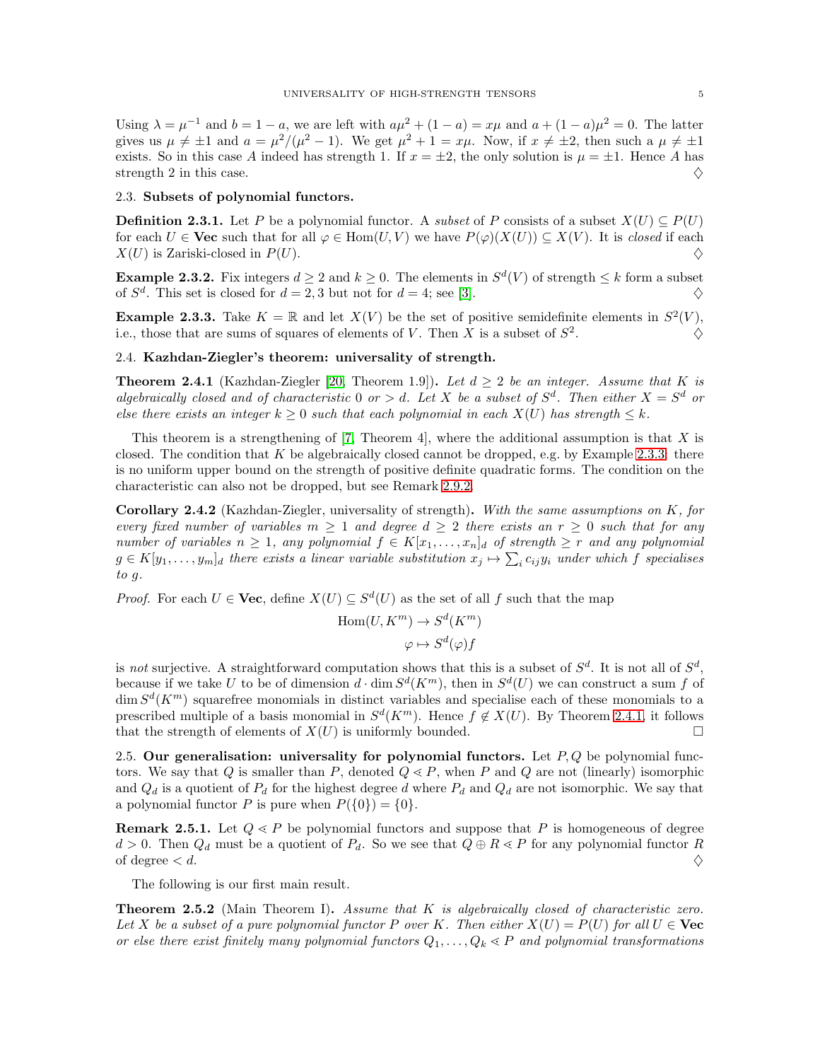Using $\lambda = \mu^{-1}$ and $b = 1 - a$, we are left with $a\mu^2 + (1-a) = x\mu$ and $a + (1-a)\mu^2 = 0$. The latter gives us $\mu \neq \pm 1$ and $a = \mu^2/(\mu^2 - 1)$. We get $\mu^2 + 1 = x\mu$. Now, if $x \neq \pm 2$, then such a $\mu \neq \pm 1$ exists. So in this case $A$ indeed has strength 1. If $x = \pm 2$, the only solution is $\mu = \pm 1$. Hence $A$ has strength 2 in this case. ♢

### 2.3. Subsets of polynomial functors.

**Definition 2.3.1.** Let $P$ be a polynomial functor. A *subset* of $P$ consists of a subset $X(U) \subseteq P(U)$ for each $U \in \mathbf{Vec}$ such that for all $\varphi \in \mathrm{Hom}(U, V)$ we have $P(\varphi)(X(U)) \subseteq X(V)$. It is *closed* if each $X(U)$ is Zariski-closed in $P(U)$. ♢

**Example 2.3.2.** Fix integers $d \geq 2$ and $k \geq 0$. The elements in $S^d(V)$ of strength $\leq k$ form a subset of $S^d$. This set is closed for $d = 2, 3$ but not for $d = 4$; see [3]. ♢

**Example 2.3.3.** Take $K = \mathbb{R}$ and let $X(V)$ be the set of positive semidefinite elements in $S^2(V)$, i.e., those that are sums of squares of elements of $V$. Then $X$ is a subset of $S^2$. ♢

### 2.4. Kazhdan-Ziegler's theorem: universality of strength.

**Theorem 2.4.1** (Kazhdan-Ziegler [20, Theorem 1.9])**.** *Let $d \geq 2$ be an integer. Assume that $K$ is algebraically closed and of characteristic 0 or $> d$. Let $X$ be a subset of $S^d$. Then either $X = S^d$ or else there exists an integer $k \geq 0$ such that each polynomial in each $X(U)$ has strength $\leq k$.*

This theorem is a strengthening of [7, Theorem 4], where the additional assumption is that $X$ is closed. The condition that $K$ be algebraically closed cannot be dropped, e.g. by Example 2.3.3: there is no uniform upper bound on the strength of positive definite quadratic forms. The condition on the characteristic can also not be dropped, but see Remark 2.9.2.

**Corollary 2.4.2** (Kazhdan-Ziegler, universality of strength)**.** *With the same assumptions on $K$, for every fixed number of variables $m \geq 1$ and degree $d \geq 2$ there exists an $r \geq 0$ such that for any number of variables $n \geq 1$, any polynomial $f \in K[x_1, \ldots, x_n]_d$ of strength $\geq r$ and any polynomial $g \in K[y_1, \ldots, y_m]_d$ there exists a linear variable substitution $x_j \mapsto \sum_i c_{ij} y_i$ under which $f$ specialises to $g$.*

*Proof.* For each $U \in \mathbf{Vec}$, define $X(U) \subseteq S^d(U)$ as the set of all $f$ such that the map

$$\mathrm{Hom}(U, K^m) \to S^d(K^m)$$
$$\varphi \mapsto S^d(\varphi)f$$

is *not* surjective. A straightforward computation shows that this is a subset of $S^d$. It is not all of $S^d$, because if we take $U$ to be of dimension $d \cdot \dim S^d(K^m)$, then in $S^d(U)$ we can construct a sum $f$ of $\dim S^d(K^m)$ squarefree monomials in distinct variables and specialise each of these monomials to a prescribed multiple of a basis monomial in $S^d(K^m)$. Hence $f \notin X(U)$. By Theorem 2.4.1, it follows that the strength of elements of $X(U)$ is uniformly bounded. □

### 2.5. Our generalisation: universality for polynomial functors.

Let $P, Q$ be polynomial functors. We say that $Q$ is smaller than $P$, denoted $Q \prec P$, when $P$ and $Q$ are not (linearly) isomorphic and $Q_d$ is a quotient of $P_d$ for the highest degree $d$ where $P_d$ and $Q_d$ are not isomorphic. We say that a polynomial functor $P$ is pure when $P(\{0\}) = \{0\}$.

**Remark 2.5.1.** Let $Q \prec P$ be polynomial functors and suppose that $P$ is homogeneous of degree $d > 0$. Then $Q_d$ must be a quotient of $P_d$. So we see that $Q \oplus R \prec P$ for any polynomial functor $R$ of degree $< d$. ♢

The following is our first main result.

**Theorem 2.5.2** (Main Theorem I)**.** *Assume that $K$ is algebraically closed of characteristic zero. Let $X$ be a subset of a pure polynomial functor $P$ over $K$. Then either $X(U) = P(U)$ for all $U \in \mathbf{Vec}$ or else there exist finitely many polynomial functors $Q_1, \ldots, Q_k \prec P$ and polynomial transformations*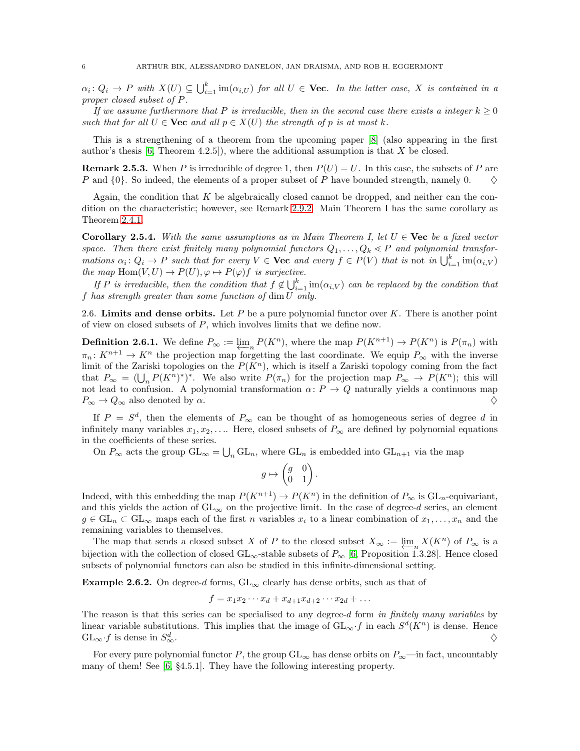*$\alpha_i\colon Q_i \to P$ with $X(U) \subseteq \bigcup_{i=1}^k \operatorname{im}(\alpha_{i,U})$ for all $U \in \mathbf{Vec}$. In the latter case, $X$ is contained in a proper closed subset of $P$.*

*If we assume furthermore that $P$ is irreducible, then in the second case there exists a integer $k \geq 0$ such that for all $U \in \mathbf{Vec}$ and all $p \in X(U)$ the strength of $p$ is at most $k$.*

This is a strengthening of a theorem from the upcoming paper [8] (also appearing in the first author's thesis [6, Theorem 4.2.5]), where the additional assumption is that $X$ be closed.

**Remark 2.5.3.** When $P$ is irreducible of degree 1, then $P(U) = U$. In this case, the subsets of $P$ are $P$ and $\{0\}$. So indeed, the elements of a proper subset of $P$ have bounded strength, namely 0. $\diamondsuit$

Again, the condition that $K$ be algebraically closed cannot be dropped, and neither can the condition on the characteristic; however, see Remark 2.9.2. Main Theorem I has the same corollary as Theorem 2.4.1.

**Corollary 2.5.4.** *With the same assumptions as in Main Theorem I, let $U \in \mathbf{Vec}$ be a fixed vector space. Then there exist finitely many polynomial functors $Q_1, \ldots, Q_k \lessdot P$ and polynomial transformations $\alpha_i\colon Q_i \to P$ such that for every $V \in \mathbf{Vec}$ and every $f \in P(V)$ that is* not *in $\bigcup_{i=1}^k \operatorname{im}(\alpha_{i,V})$ the map $\operatorname{Hom}(V,U) \to P(U), \varphi \mapsto P(\varphi)f$ is surjective.*

*If $P$ is irreducible, then the condition that $f \notin \bigcup_{i=1}^k \operatorname{im}(\alpha_{i,V})$ can be replaced by the condition that $f$ has strength greater than some function of $\dim U$ only.*

2.6. **Limits and dense orbits.** Let $P$ be a pure polynomial functor over $K$. There is another point of view on closed subsets of $P$, which involves limits that we define now.

**Definition 2.6.1.** We define $P_\infty := \varprojlim_n P(K^n)$, where the map $P(K^{n+1}) \to P(K^n)$ is $P(\pi_n)$ with $\pi_n\colon K^{n+1} \to K^n$ the projection map forgetting the last coordinate. We equip $P_\infty$ with the inverse limit of the Zariski topologies on the $P(K^n)$, which is itself a Zariski topology coming from the fact that $P_\infty = (\bigcup_n P(K^n)^*)^*$. We also write $P(\pi_n)$ for the projection map $P_\infty \to P(K^n)$; this will not lead to confusion. A polynomial transformation $\alpha\colon P \to Q$ naturally yields a continuous map $P_\infty \to Q_\infty$ also denoted by $\alpha$. $\diamondsuit$

If $P = S^d$, then the elements of $P_\infty$ can be thought of as homogeneous series of degree $d$ in infinitely many variables $x_1, x_2, \ldots$. Here, closed subsets of $P_\infty$ are defined by polynomial equations in the coefficients of these series.

On $P_\infty$ acts the group $\mathrm{GL}_\infty = \bigcup_n \mathrm{GL}_n$, where $\mathrm{GL}_n$ is embedded into $\mathrm{GL}_{n+1}$ via the map

$$g \mapsto \begin{pmatrix} g & 0 \\ 0 & 1 \end{pmatrix}.$$

Indeed, with this embedding the map $P(K^{n+1}) \to P(K^n)$ in the definition of $P_\infty$ is $\mathrm{GL}_n$-equivariant, and this yields the action of $\mathrm{GL}_\infty$ on the projective limit. In the case of degree-$d$ series, an element $g \in \mathrm{GL}_n \subset \mathrm{GL}_\infty$ maps each of the first $n$ variables $x_i$ to a linear combination of $x_1, \ldots, x_n$ and the remaining variables to themselves.

The map that sends a closed subset $X$ of $P$ to the closed subset $X_\infty := \varprojlim_n X(K^n)$ of $P_\infty$ is a bijection with the collection of closed $\mathrm{GL}_\infty$-stable subsets of $P_\infty$ [6, Proposition 1.3.28]. Hence closed subsets of polynomial functors can also be studied in this infinite-dimensional setting.

**Example 2.6.2.** On degree-$d$ forms, $\mathrm{GL}_\infty$ clearly has dense orbits, such as that of

$$f = x_1 x_2 \cdots x_d + x_{d+1} x_{d+2} \cdots x_{2d} + \ldots$$

The reason is that this series can be specialised to any degree-$d$ form *in finitely many variables* by linear variable substitutions. This implies that the image of $\mathrm{GL}_\infty \cdot f$ in each $S^d(K^n)$ is dense. Hence $\mathrm{GL}_\infty \cdot f$ is dense in $S^d_\infty$. $\diamondsuit$

For every pure polynomial functor $P$, the group $\mathrm{GL}_\infty$ has dense orbits on $P_\infty$—in fact, uncountably many of them! See [6, §4.5.1]. They have the following interesting property.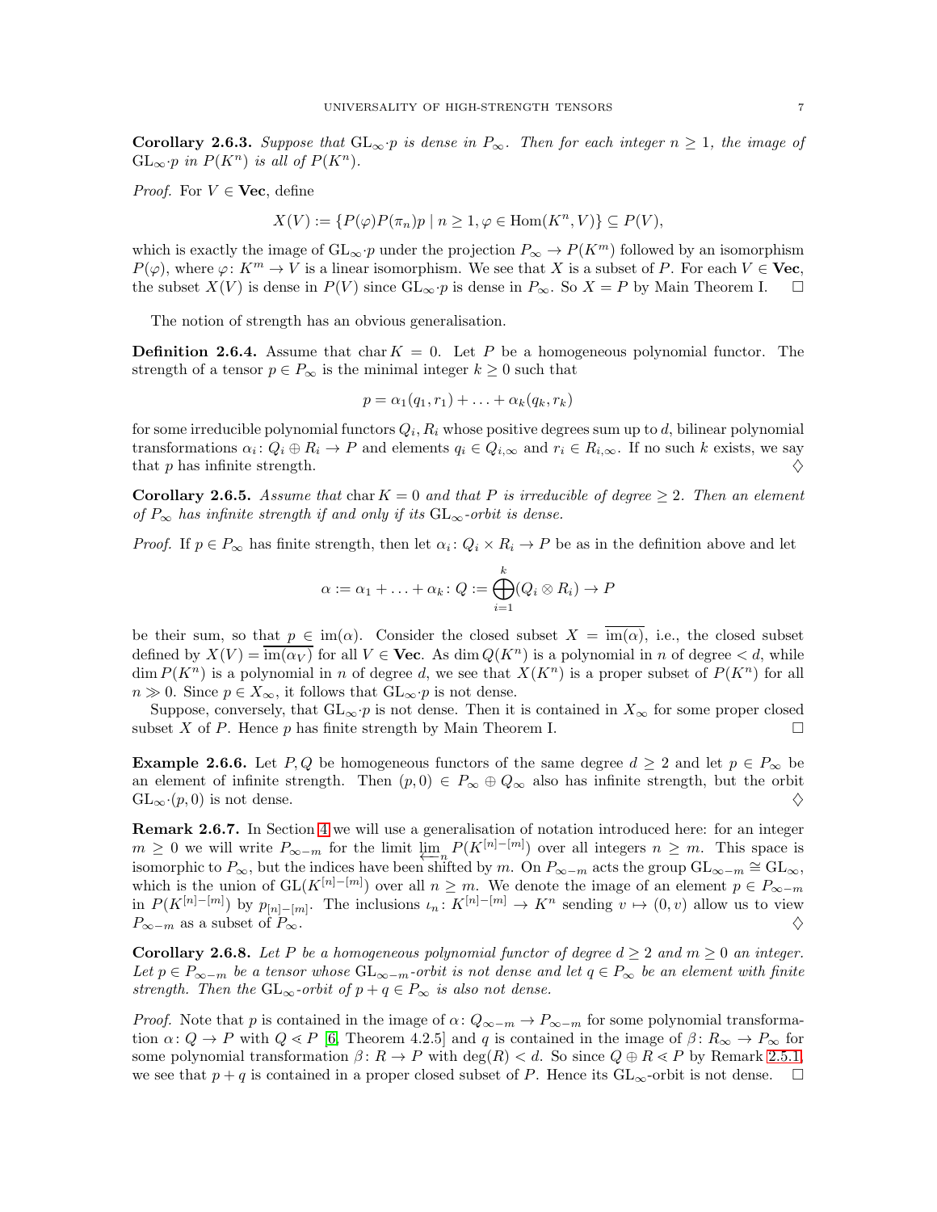**Corollary 2.6.3.** *Suppose that* $\mathrm{GL}_\infty \cdot p$ *is dense in* $P_\infty$*. Then for each integer* $n \geq 1$*, the image of* $\mathrm{GL}_\infty \cdot p$ *in* $P(K^n)$ *is all of* $P(K^n)$*.*

*Proof.* For $V \in \mathbf{Vec}$, define

$$X(V) := \{P(\varphi)P(\pi_n)p \mid n \geq 1, \varphi \in \mathrm{Hom}(K^n, V)\} \subseteq P(V),$$

which is exactly the image of $\mathrm{GL}_\infty \cdot p$ under the projection $P_\infty \to P(K^m)$ followed by an isomorphism $P(\varphi)$, where $\varphi \colon K^m \to V$ is a linear isomorphism. We see that $X$ is a subset of $P$. For each $V \in \mathbf{Vec}$, the subset $X(V)$ is dense in $P(V)$ since $\mathrm{GL}_\infty \cdot p$ is dense in $P_\infty$. So $X = P$ by Main Theorem I. $\square$

The notion of strength has an obvious generalisation.

**Definition 2.6.4.** Assume that $\mathrm{char}\, K = 0$. Let $P$ be a homogeneous polynomial functor. The strength of a tensor $p \in P_\infty$ is the minimal integer $k \geq 0$ such that

$$p = \alpha_1(q_1, r_1) + \ldots + \alpha_k(q_k, r_k)$$

for some irreducible polynomial functors $Q_i, R_i$ whose positive degrees sum up to $d$, bilinear polynomial transformations $\alpha_i \colon Q_i \oplus R_i \to P$ and elements $q_i \in Q_{i,\infty}$ and $r_i \in R_{i,\infty}$. If no such $k$ exists, we say that $p$ has infinite strength. $\diamondsuit$

**Corollary 2.6.5.** *Assume that* $\mathrm{char}\, K = 0$ *and that* $P$ *is irreducible of degree* $\geq 2$*. Then an element of* $P_\infty$ *has infinite strength if and only if its* $\mathrm{GL}_\infty$*-orbit is dense.*

*Proof.* If $p \in P_\infty$ has finite strength, then let $\alpha_i \colon Q_i \times R_i \to P$ be as in the definition above and let

$$\alpha := \alpha_1 + \ldots + \alpha_k \colon Q := \bigoplus_{i=1}^{k} (Q_i \otimes R_i) \to P$$

be their sum, so that $p \in \mathrm{im}(\alpha)$. Consider the closed subset $X = \overline{\mathrm{im}(\alpha)}$, i.e., the closed subset defined by $X(V) = \overline{\mathrm{im}(\alpha_V)}$ for all $V \in \mathbf{Vec}$. As $\dim Q(K^n)$ is a polynomial in $n$ of degree $< d$, while $\dim P(K^n)$ is a polynomial in $n$ of degree $d$, we see that $X(K^n)$ is a proper subset of $P(K^n)$ for all $n \gg 0$. Since $p \in X_\infty$, it follows that $\mathrm{GL}_\infty \cdot p$ is not dense.

Suppose, conversely, that $\mathrm{GL}_\infty \cdot p$ is not dense. Then it is contained in $X_\infty$ for some proper closed subset $X$ of $P$. Hence $p$ has finite strength by Main Theorem I. $\square$

**Example 2.6.6.** Let $P, Q$ be homogeneous functors of the same degree $d \geq 2$ and let $p \in P_\infty$ be an element of infinite strength. Then $(p, 0) \in P_\infty \oplus Q_\infty$ also has infinite strength, but the orbit $\mathrm{GL}_\infty \cdot (p, 0)$ is not dense. $\diamondsuit$

**Remark 2.6.7.** In Section 4 we will use a generalisation of notation introduced here: for an integer $m \geq 0$ we will write $P_{\infty - m}$ for the limit $\varprojlim_n P(K^{[n]-[m]})$ over all integers $n \geq m$. This space is isomorphic to $P_\infty$, but the indices have been shifted by $m$. On $P_{\infty-m}$ acts the group $\mathrm{GL}_{\infty-m} \cong \mathrm{GL}_\infty$, which is the union of $\mathrm{GL}(K^{[n]-[m]})$ over all $n \geq m$. We denote the image of an element $p \in P_{\infty-m}$ in $P(K^{[n]-[m]})$ by $p_{[n]-[m]}$. The inclusions $\iota_n \colon K^{[n]-[m]} \to K^n$ sending $v \mapsto (0, v)$ allow us to view $P_{\infty-m}$ as a subset of $P_\infty$. $\diamondsuit$

**Corollary 2.6.8.** *Let* $P$ *be a homogeneous polynomial functor of degree* $d \geq 2$ *and* $m \geq 0$ *an integer. Let* $p \in P_{\infty-m}$ *be a tensor whose* $\mathrm{GL}_{\infty-m}$*-orbit is not dense and let* $q \in P_\infty$ *be an element with finite strength. Then the* $\mathrm{GL}_\infty$*-orbit of* $p + q \in P_\infty$ *is also not dense.*

*Proof.* Note that $p$ is contained in the image of $\alpha \colon Q_{\infty-m} \to P_{\infty-m}$ for some polynomial transformation $\alpha \colon Q \to P$ with $Q \lessdot P$ [6, Theorem 4.2.5] and $q$ is contained in the image of $\beta \colon R_\infty \to P_\infty$ for some polynomial transformation $\beta \colon R \to P$ with $\deg(R) < d$. So since $Q \oplus R \lessdot P$ by Remark 2.5.1, we see that $p + q$ is contained in a proper closed subset of $P$. Hence its $\mathrm{GL}_\infty$-orbit is not dense. $\square$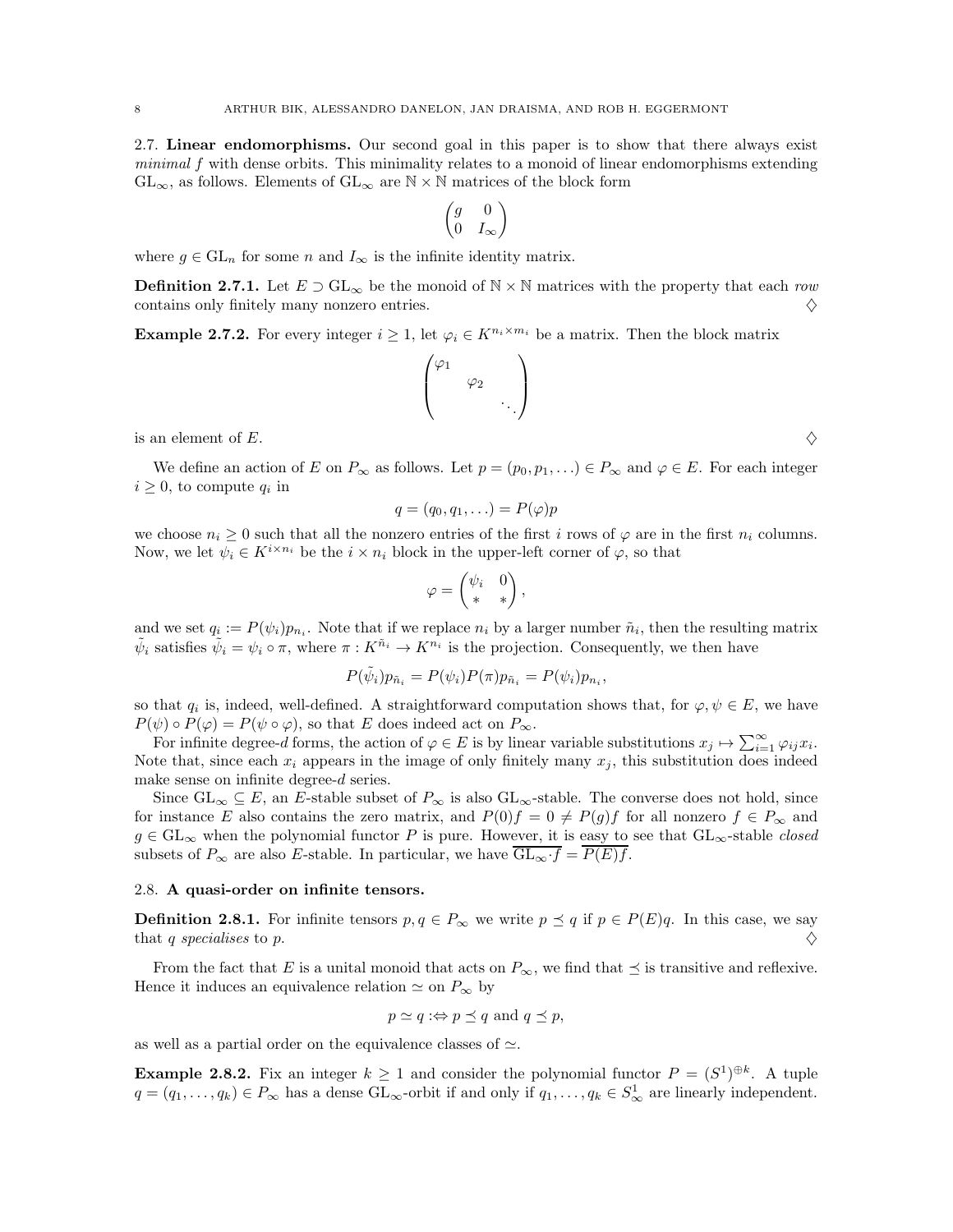### 2.7. Linear endomorphisms.

Our second goal in this paper is to show that there always exist *minimal* $f$ with dense orbits. This minimality relates to a monoid of linear endomorphisms extending $\mathrm{GL}_\infty$, as follows. Elements of $\mathrm{GL}_\infty$ are $\mathbb{N} \times \mathbb{N}$ matrices of the block form

$$\begin{pmatrix} g & 0 \\ 0 & I_\infty \end{pmatrix}$$

where $g \in \mathrm{GL}_n$ for some $n$ and $I_\infty$ is the infinite identity matrix.

**Definition 2.7.1.** Let $E \supset \mathrm{GL}_\infty$ be the monoid of $\mathbb{N} \times \mathbb{N}$ matrices with the property that each *row* contains only finitely many nonzero entries. ♢

**Example 2.7.2.** For every integer $i \geq 1$, let $\varphi_i \in K^{n_i \times m_i}$ be a matrix. Then the block matrix

$$\begin{pmatrix} \varphi_1 & & \\ & \varphi_2 & \\ & & \ddots \end{pmatrix}$$

is an element of $E$. ♢

We define an action of $E$ on $P_\infty$ as follows. Let $p = (p_0, p_1, \ldots) \in P_\infty$ and $\varphi \in E$. For each integer $i \geq 0$, to compute $q_i$ in

$$q = (q_0, q_1, \ldots) = P(\varphi)p$$

we choose $n_i \geq 0$ such that all the nonzero entries of the first $i$ rows of $\varphi$ are in the first $n_i$ columns. Now, we let $\psi_i \in K^{i \times n_i}$ be the $i \times n_i$ block in the upper-left corner of $\varphi$, so that

$$\varphi = \begin{pmatrix} \psi_i & 0 \\ * & * \end{pmatrix},$$

and we set $q_i := P(\psi_i)p_{n_i}$. Note that if we replace $n_i$ by a larger number $\tilde{n}_i$, then the resulting matrix $\tilde{\psi}_i$ satisfies $\tilde{\psi}_i = \psi_i \circ \pi$, where $\pi : K^{\tilde{n}_i} \to K^{n_i}$ is the projection. Consequently, we then have

$$P(\tilde{\psi}_i)p_{\tilde{n}_i} = P(\psi_i)P(\pi)p_{\tilde{n}_i} = P(\psi_i)p_{n_i},$$

so that $q_i$ is, indeed, well-defined. A straightforward computation shows that, for $\varphi, \psi \in E$, we have $P(\psi) \circ P(\varphi) = P(\psi \circ \varphi)$, so that $E$ does indeed act on $P_\infty$.

For infinite degree-$d$ forms, the action of $\varphi \in E$ is by linear variable substitutions $x_j \mapsto \sum_{i=1}^{\infty} \varphi_{ij} x_i$. Note that, since each $x_i$ appears in the image of only finitely many $x_j$, this substitution does indeed make sense on infinite degree-$d$ series.

Since $\mathrm{GL}_\infty \subseteq E$, an $E$-stable subset of $P_\infty$ is also $\mathrm{GL}_\infty$-stable. The converse does not hold, since for instance $E$ also contains the zero matrix, and $P(0)f = 0 \neq P(g)f$ for all nonzero $f \in P_\infty$ and $g \in \mathrm{GL}_\infty$ when the polynomial functor $P$ is pure. However, it is easy to see that $\mathrm{GL}_\infty$-stable *closed* subsets of $P_\infty$ are also $E$-stable. In particular, we have $\overline{\mathrm{GL}_\infty \cdot f} = \overline{P(E)f}$.

### 2.8. A quasi-order on infinite tensors.

**Definition 2.8.1.** For infinite tensors $p, q \in P_\infty$ we write $p \preceq q$ if $p \in P(E)q$. In this case, we say that $q$ *specialises* to $p$. ♢

From the fact that $E$ is a unital monoid that acts on $P_\infty$, we find that $\preceq$ is transitive and reflexive. Hence it induces an equivalence relation $\simeq$ on $P_\infty$ by

$$p \simeq q :\Leftrightarrow p \preceq q \text{ and } q \preceq p,$$

as well as a partial order on the equivalence classes of $\simeq$.

**Example 2.8.2.** Fix an integer $k \geq 1$ and consider the polynomial functor $P = (S^1)^{\oplus k}$. A tuple $q = (q_1, \ldots, q_k) \in P_\infty$ has a dense $\mathrm{GL}_\infty$-orbit if and only if $q_1, \ldots, q_k \in S^1_\infty$ are linearly independent.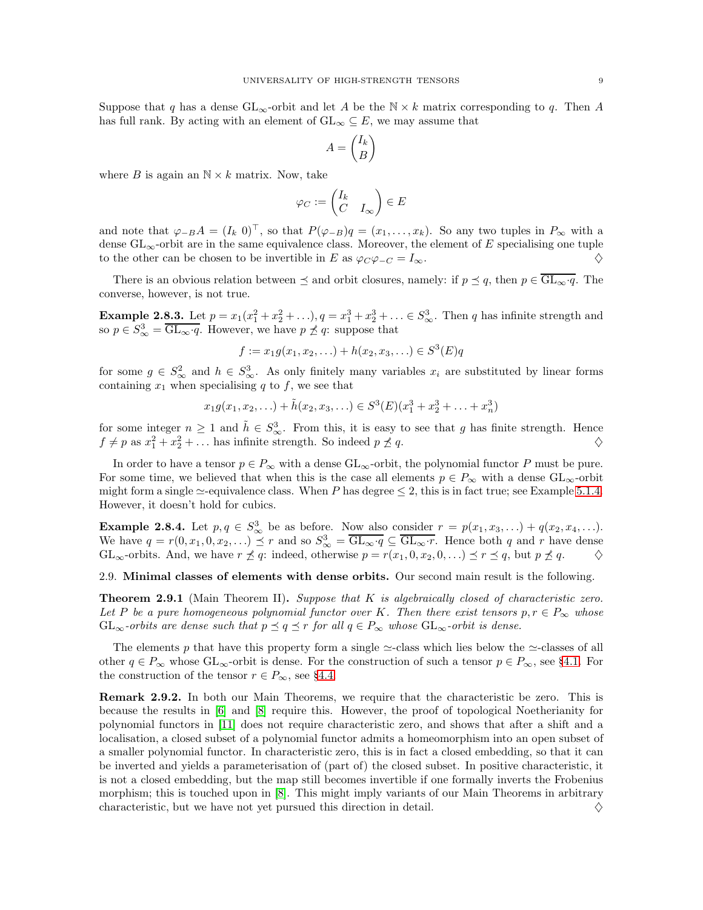Suppose that $q$ has a dense $\mathrm{GL}_\infty$-orbit and let $A$ be the $\mathbb{N} \times k$ matrix corresponding to $q$. Then $A$ has full rank. By acting with an element of $\mathrm{GL}_\infty \subseteq E$, we may assume that

$$A = \begin{pmatrix} I_k \\ B \end{pmatrix}$$

where $B$ is again an $\mathbb{N} \times k$ matrix. Now, take

$$\varphi_C := \begin{pmatrix} I_k & \\ C & I_\infty \end{pmatrix} \in E$$

and note that $\varphi_{-B} A = (I_k\ 0)^\top$, so that $P(\varphi_{-B})q = (x_1, \ldots, x_k)$. So any two tuples in $P_\infty$ with a dense $\mathrm{GL}_\infty$-orbit are in the same equivalence class. Moreover, the element of $E$ specialising one tuple to the other can be chosen to be invertible in $E$ as $\varphi_C \varphi_{-C} = I_\infty$. ♢

There is an obvious relation between $\preceq$ and orbit closures, namely: if $p \preceq q$, then $p \in \overline{\mathrm{GL}_\infty \cdot q}$. The converse, however, is not true.

**Example 2.8.3.** Let $p = x_1(x_1^2 + x_2^2 + \ldots), q = x_1^3 + x_2^3 + \ldots \in S^3_\infty$. Then $q$ has infinite strength and so $p \in S^3_\infty = \overline{\mathrm{GL}_\infty \cdot q}$. However, we have $p \not\preceq q$: suppose that

$$f := x_1 g(x_1, x_2, \ldots) + h(x_2, x_3, \ldots) \in S^3(E)q$$

for some $g \in S^2_\infty$ and $h \in S^3_\infty$. As only finitely many variables $x_i$ are substituted by linear forms containing $x_1$ when specialising $q$ to $f$, we see that

$$x_1 g(x_1, x_2, \ldots) + \tilde{h}(x_2, x_3, \ldots) \in S^3(E)(x_1^3 + x_2^3 + \ldots + x_n^3)$$

for some integer $n \geq 1$ and $\tilde{h} \in S^3_\infty$. From this, it is easy to see that $g$ has finite strength. Hence $f \neq p$ as $x_1^2 + x_2^2 + \ldots$ has infinite strength. So indeed $p \not\preceq q$. ♢

In order to have a tensor $p \in P_\infty$ with a dense $\mathrm{GL}_\infty$-orbit, the polynomial functor $P$ must be pure. For some time, we believed that when this is the case all elements $p \in P_\infty$ with a dense $\mathrm{GL}_\infty$-orbit might form a single $\simeq$-equivalence class. When $P$ has degree $\leq 2$, this is in fact true; see Example 5.1.4. However, it doesn't hold for cubics.

**Example 2.8.4.** Let $p, q \in S^3_\infty$ be as before. Now also consider $r = p(x_1, x_3, \ldots) + q(x_2, x_4, \ldots)$. We have $q = r(0, x_1, 0, x_2, \ldots) \preceq r$ and so $S^3_\infty = \overline{\mathrm{GL}_\infty \cdot q} \subseteq \overline{\mathrm{GL}_\infty \cdot r}$. Hence both $q$ and $r$ have dense $\mathrm{GL}_\infty$-orbits. And, we have $r \not\preceq q$: indeed, otherwise $p = r(x_1, 0, x_2, 0, \ldots) \preceq r \preceq q$, but $p \not\preceq q$. ♢

2.9. **Minimal classes of elements with dense orbits.** Our second main result is the following.

**Theorem 2.9.1** (Main Theorem II)**.** *Suppose that $K$ is algebraically closed of characteristic zero. Let $P$ be a pure homogeneous polynomial functor over $K$. Then there exist tensors $p, r \in P_\infty$ whose $\mathrm{GL}_\infty$-orbits are dense such that $p \preceq q \preceq r$ for all $q \in P_\infty$ whose $\mathrm{GL}_\infty$-orbit is dense.*

The elements $p$ that have this property form a single $\simeq$-class which lies below the $\simeq$-classes of all other $q \in P_\infty$ whose $\mathrm{GL}_\infty$-orbit is dense. For the construction of such a tensor $p \in P_\infty$, see §4.1. For the construction of the tensor $r \in P_\infty$, see §4.4.

**Remark 2.9.2.** In both our Main Theorems, we require that the characteristic be zero. This is because the results in [6] and [8] require this. However, the proof of topological Noetherianity for polynomial functors in [11] does not require characteristic zero, and shows that after a shift and a localisation, a closed subset of a polynomial functor admits a homeomorphism into an open subset of a smaller polynomial functor. In characteristic zero, this is in fact a closed embedding, so that it can be inverted and yields a parameterisation of (part of) the closed subset. In positive characteristic, it is not a closed embedding, but the map still becomes invertible if one formally inverts the Frobenius morphism; this is touched upon in [8]. This might imply variants of our Main Theorems in arbitrary characteristic, but we have not yet pursued this direction in detail. ♢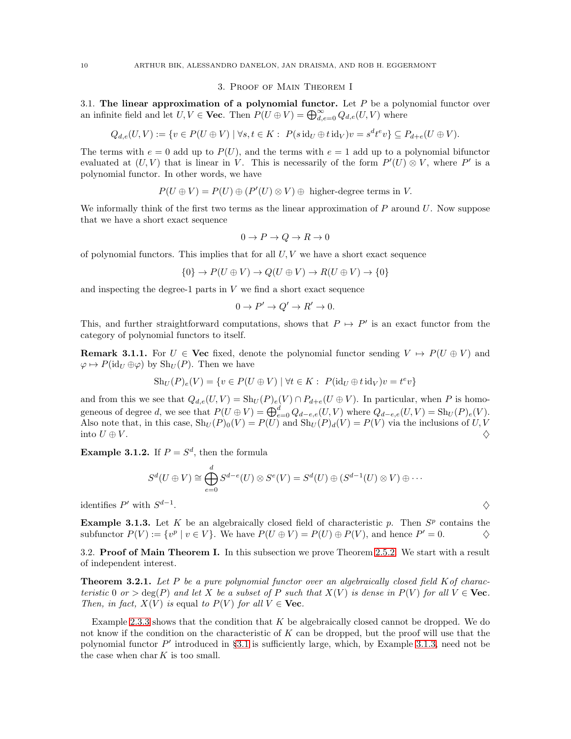## 3. Proof of Main Theorem I

**3.1. The linear approximation of a polynomial functor.** Let $P$ be a polynomial functor over an infinite field and let $U, V \in \mathbf{Vec}$. Then $P(U \oplus V) = \bigoplus_{d,e=0}^{\infty} Q_{d,e}(U,V)$ where

$$Q_{d,e}(U,V) := \{v \in P(U \oplus V) \mid \forall s,t \in K : \; P(s\,\mathrm{id}_U \oplus t\,\mathrm{id}_V)v = s^d t^e v\} \subseteq P_{d+e}(U \oplus V).$$

The terms with $e = 0$ add up to $P(U)$, and the terms with $e = 1$ add up to a polynomial bifunctor evaluated at $(U,V)$ that is linear in $V$. This is necessarily of the form $P'(U) \otimes V$, where $P'$ is a polynomial functor. In other words, we have

$$P(U \oplus V) = P(U) \oplus (P'(U) \otimes V) \oplus \text{ higher-degree terms in } V.$$

We informally think of the first two terms as the linear approximation of $P$ around $U$. Now suppose that we have a short exact sequence

$$0 \to P \to Q \to R \to 0$$

of polynomial functors. This implies that for all $U,V$ we have a short exact sequence

$$\{0\} \to P(U \oplus V) \to Q(U \oplus V) \to R(U \oplus V) \to \{0\}$$

and inspecting the degree-1 parts in $V$ we find a short exact sequence

$$0 \to P' \to Q' \to R' \to 0.$$

This, and further straightforward computations, shows that $P \mapsto P'$ is an exact functor from the category of polynomial functors to itself.

**Remark 3.1.1.** For $U \in \mathbf{Vec}$ fixed, denote the polynomial functor sending $V \mapsto P(U \oplus V)$ and $\varphi \mapsto P(\mathrm{id}_U \oplus \varphi)$ by $\mathrm{Sh}_U(P)$. Then we have

$$\mathrm{Sh}_U(P)_e(V) = \{v \in P(U \oplus V) \mid \forall t \in K : \; P(\mathrm{id}_U \oplus t\,\mathrm{id}_V)v = t^e v\}$$

and from this we see that $Q_{d,e}(U,V) = \mathrm{Sh}_U(P)_e(V) \cap P_{d+e}(U \oplus V)$. In particular, when $P$ is homogeneous of degree $d$, we see that $P(U \oplus V) = \bigoplus_{e=0}^{d} Q_{d-e,e}(U,V)$ where $Q_{d-e,e}(U,V) = \mathrm{Sh}_U(P)_e(V)$. Also note that, in this case, $\mathrm{Sh}_U(P)_0(V) = P(U)$ and $\mathrm{Sh}_U(P)_d(V) = P(V)$ via the inclusions of $U,V$ into $U \oplus V$. ♢

**Example 3.1.2.** If $P = S^d$, then the formula

$$S^d(U \oplus V) \cong \bigoplus_{e=0}^{d} S^{d-e}(U) \otimes S^e(V) = S^d(U) \oplus (S^{d-1}(U) \otimes V) \oplus \cdots$$

identifies $P'$ with $S^{d-1}$. ♢

**Example 3.1.3.** Let $K$ be an algebraically closed field of characteristic $p$. Then $S^p$ contains the subfunctor $P(V) := \{v^p \mid v \in V\}$. We have $P(U \oplus V) = P(U) \oplus P(V)$, and hence $P' = 0$. ♢

**3.2. Proof of Main Theorem I.** In this subsection we prove Theorem 2.5.2. We start with a result of independent interest.

**Theorem 3.2.1.** *Let $P$ be a pure polynomial functor over an algebraically closed field $K$ of characteristic 0 or $> \deg(P)$ and let $X$ be a subset of $P$ such that $X(V)$ is dense in $P(V)$ for all $V \in \mathbf{Vec}$. Then, in fact, $X(V)$ is equal to $P(V)$ for all $V \in \mathbf{Vec}$.*

Example 2.3.3 shows that the condition that $K$ be algebraically closed cannot be dropped. We do not know if the condition on the characteristic of $K$ can be dropped, but the proof will use that the polynomial functor $P'$ introduced in §3.1 is sufficiently large, which, by Example 3.1.3, need not be the case when $\mathrm{char}\, K$ is too small.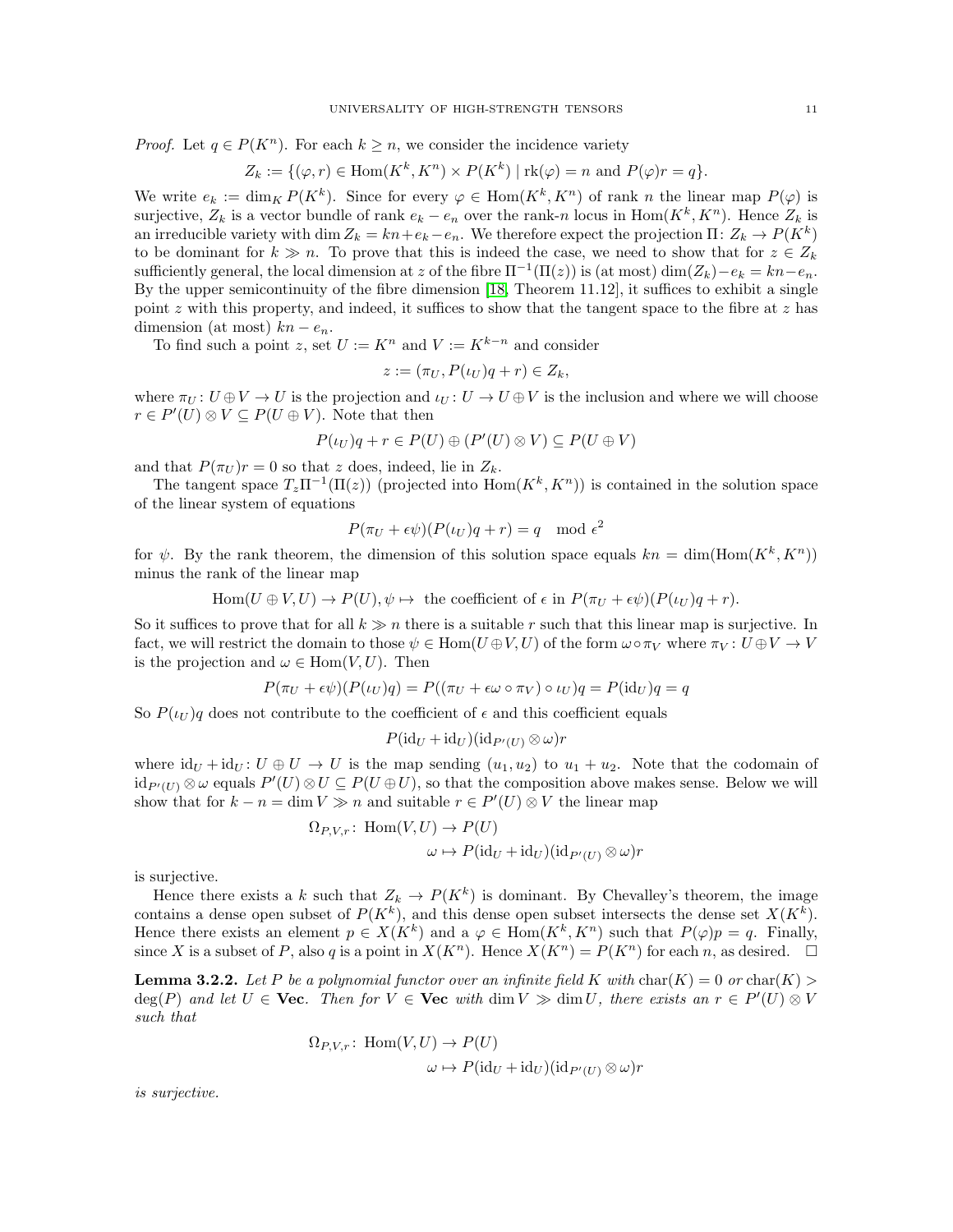*Proof.* Let $q \in P(K^n)$. For each $k \geq n$, we consider the incidence variety

$$Z_k := \{(\varphi, r) \in \mathrm{Hom}(K^k, K^n) \times P(K^k) \mid \mathrm{rk}(\varphi) = n \text{ and } P(\varphi)r = q\}.$$

We write $e_k := \dim_K P(K^k)$. Since for every $\varphi \in \mathrm{Hom}(K^k, K^n)$ of rank $n$ the linear map $P(\varphi)$ is surjective, $Z_k$ is a vector bundle of rank $e_k - e_n$ over the rank-$n$ locus in $\mathrm{Hom}(K^k, K^n)$. Hence $Z_k$ is an irreducible variety with $\dim Z_k = kn + e_k - e_n$. We therefore expect the projection $\Pi\colon Z_k \to P(K^k)$ to be dominant for $k \gg n$. To prove that this is indeed the case, we need to show that for $z \in Z_k$ sufficiently general, the local dimension at $z$ of the fibre $\Pi^{-1}(\Pi(z))$ is (at most) $\dim(Z_k) - e_k = kn - e_n$. By the upper semicontinuity of the fibre dimension [18, Theorem 11.12], it suffices to exhibit a single point $z$ with this property, and indeed, it suffices to show that the tangent space to the fibre at $z$ has dimension (at most) $kn - e_n$.

To find such a point $z$, set $U := K^n$ and $V := K^{k-n}$ and consider

$$z := (\pi_U, P(\iota_U)q + r) \in Z_k,$$

where $\pi_U\colon U \oplus V \to U$ is the projection and $\iota_U\colon U \to U \oplus V$ is the inclusion and where we will choose $r \in P'(U) \otimes V \subseteq P(U \oplus V)$. Note that then

$$P(\iota_U)q + r \in P(U) \oplus (P'(U) \otimes V) \subseteq P(U \oplus V)$$

and that $P(\pi_U)r = 0$ so that $z$ does, indeed, lie in $Z_k$.

The tangent space $T_z\Pi^{-1}(\Pi(z))$ (projected into $\mathrm{Hom}(K^k, K^n)$) is contained in the solution space of the linear system of equations

$$P(\pi_U + \epsilon\psi)(P(\iota_U)q + r) = q \mod \epsilon^2$$

for $\psi$. By the rank theorem, the dimension of this solution space equals $kn = \dim(\mathrm{Hom}(K^k, K^n))$ minus the rank of the linear map

$$\mathrm{Hom}(U \oplus V, U) \to P(U), \psi \mapsto \text{ the coefficient of } \epsilon \text{ in } P(\pi_U + \epsilon\psi)(P(\iota_U)q + r).$$

So it suffices to prove that for all $k \gg n$ there is a suitable $r$ such that this linear map is surjective. In fact, we will restrict the domain to those $\psi \in \mathrm{Hom}(U \oplus V, U)$ of the form $\omega \circ \pi_V$ where $\pi_V\colon U \oplus V \to V$ is the projection and $\omega \in \mathrm{Hom}(V, U)$. Then

$$P(\pi_U + \epsilon\psi)(P(\iota_U)q) = P((\pi_U + \epsilon\omega \circ \pi_V) \circ \iota_U)q = P(\mathrm{id}_U)q = q$$

So $P(\iota_U)q$ does not contribute to the coefficient of $\epsilon$ and this coefficient equals

$$P(\mathrm{id}_U + \mathrm{id}_U)(\mathrm{id}_{P'(U)} \otimes \omega)r$$

where $\mathrm{id}_U + \mathrm{id}_U\colon U \oplus U \to U$ is the map sending $(u_1, u_2)$ to $u_1 + u_2$. Note that the codomain of $\mathrm{id}_{P'(U)} \otimes \omega$ equals $P'(U) \otimes U \subseteq P(U \oplus U)$, so that the composition above makes sense. Below we will show that for $k - n = \dim V \gg n$ and suitable $r \in P'(U) \otimes V$ the linear map

$$\begin{aligned}\Omega_{P,V,r}\colon\ &\mathrm{Hom}(V, U) \to P(U)\\ &\omega \mapsto P(\mathrm{id}_U + \mathrm{id}_U)(\mathrm{id}_{P'(U)} \otimes \omega)r\end{aligned}$$

is surjective.

Hence there exists a $k$ such that $Z_k \to P(K^k)$ is dominant. By Chevalley's theorem, the image contains a dense open subset of $P(K^k)$, and this dense open subset intersects the dense set $X(K^k)$. Hence there exists an element $p \in X(K^k)$ and a $\varphi \in \mathrm{Hom}(K^k, K^n)$ such that $P(\varphi)p = q$. Finally, since $X$ is a subset of $P$, also $q$ is a point in $X(K^n)$. Hence $X(K^n) = P(K^n)$ for each $n$, as desired. $\square$

**Lemma 3.2.2.** *Let $P$ be a polynomial functor over an infinite field $K$ with $\mathrm{char}(K) = 0$ or $\mathrm{char}(K) > \deg(P)$ and let $U \in \mathbf{Vec}$. Then for $V \in \mathbf{Vec}$ with $\dim V \gg \dim U$, there exists an $r \in P'(U) \otimes V$ such that*

$$\begin{aligned}\Omega_{P,V,r}\colon\ &\mathrm{Hom}(V, U) \to P(U)\\ &\omega \mapsto P(\mathrm{id}_U + \mathrm{id}_U)(\mathrm{id}_{P'(U)} \otimes \omega)r\end{aligned}$$

*is surjective.*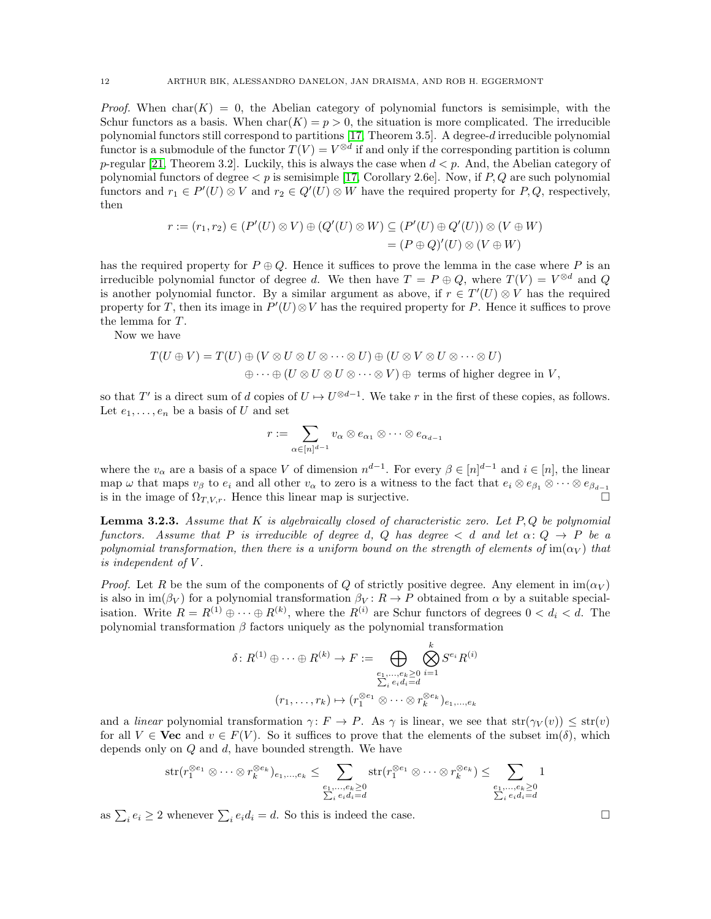*Proof.* When $\mathrm{char}(K) = 0$, the Abelian category of polynomial functors is semisimple, with the Schur functors as a basis. When $\mathrm{char}(K) = p > 0$, the situation is more complicated. The irreducible polynomial functors still correspond to partitions [17, Theorem 3.5]. A degree-$d$ irreducible polynomial functor is a submodule of the functor $T(V) = V^{\otimes d}$ if and only if the corresponding partition is column $p$-regular [21, Theorem 3.2]. Luckily, this is always the case when $d < p$. And, the Abelian category of polynomial functors of degree $< p$ is semisimple [17, Corollary 2.6e]. Now, if $P, Q$ are such polynomial functors and $r_1 \in P'(U) \otimes V$ and $r_2 \in Q'(U) \otimes W$ have the required property for $P, Q$, respectively, then

$$\begin{aligned} r := (r_1, r_2) \in (P'(U) \otimes V) \oplus (Q'(U) \otimes W) &\subseteq (P'(U) \oplus Q'(U)) \otimes (V \oplus W) \\ &= (P \oplus Q)'(U) \otimes (V \oplus W) \end{aligned}$$

has the required property for $P \oplus Q$. Hence it suffices to prove the lemma in the case where $P$ is an irreducible polynomial functor of degree $d$. We then have $T = P \oplus Q$, where $T(V) = V^{\otimes d}$ and $Q$ is another polynomial functor. By a similar argument as above, if $r \in T'(U) \otimes V$ has the required property for $T$, then its image in $P'(U) \otimes V$ has the required property for $P$. Hence it suffices to prove the lemma for $T$.

Now we have

$$\begin{aligned} T(U \oplus V) = T(U) &\oplus (V \otimes U \otimes U \otimes \cdots \otimes U) \oplus (U \otimes V \otimes U \otimes \cdots \otimes U) \\ &\oplus \cdots \oplus (U \otimes U \otimes U \otimes \cdots \otimes V) \oplus \text{ terms of higher degree in } V, \end{aligned}$$

so that $T'$ is a direct sum of $d$ copies of $U \mapsto U^{\otimes d-1}$. We take $r$ in the first of these copies, as follows. Let $e_1, \ldots, e_n$ be a basis of $U$ and set

$$r := \sum_{\alpha \in [n]^{d-1}} v_\alpha \otimes e_{\alpha_1} \otimes \cdots \otimes e_{\alpha_{d-1}}$$

where the $v_\alpha$ are a basis of a space $V$ of dimension $n^{d-1}$. For every $\beta \in [n]^{d-1}$ and $i \in [n]$, the linear map $\omega$ that maps $v_\beta$ to $e_i$ and all other $v_\alpha$ to zero is a witness to the fact that $e_i \otimes e_{\beta_1} \otimes \cdots \otimes e_{\beta_{d-1}}$ is in the image of $\Omega_{T,V,r}$. Hence this linear map is surjective. $\square$

**Lemma 3.2.3.** *Assume that $K$ is algebraically closed of characteristic zero. Let $P, Q$ be polynomial functors. Assume that $P$ is irreducible of degree $d$, $Q$ has degree $< d$ and let $\alpha \colon Q \to P$ be a polynomial transformation, then there is a uniform bound on the strength of elements of $\mathrm{im}(\alpha_V)$ that is independent of $V$.*

*Proof.* Let $R$ be the sum of the components of $Q$ of strictly positive degree. Any element in $\mathrm{im}(\alpha_V)$ is also in $\mathrm{im}(\beta_V)$ for a polynomial transformation $\beta_V \colon R \to P$ obtained from $\alpha$ by a suitable specialisation. Write $R = R^{(1)} \oplus \cdots \oplus R^{(k)}$, where the $R^{(i)}$ are Schur functors of degrees $0 < d_i < d$. The polynomial transformation $\beta$ factors uniquely as the polynomial transformation

$$\begin{aligned} \delta \colon R^{(1)} \oplus \cdots \oplus R^{(k)} &\to F := \bigoplus_{\substack{e_1, \ldots, e_k \geq 0 \\ \sum_i e_i d_i = d}} \bigotimes_{i=1}^{k} S^{e_i} R^{(i)} \\ (r_1, \ldots, r_k) &\mapsto (r_1^{\otimes e_1} \otimes \cdots \otimes r_k^{\otimes e_k})_{e_1, \ldots, e_k} \end{aligned}$$

and a *linear* polynomial transformation $\gamma \colon F \to P$. As $\gamma$ is linear, we see that $\mathrm{str}(\gamma_V(v)) \leq \mathrm{str}(v)$ for all $V \in \mathbf{Vec}$ and $v \in F(V)$. So it suffices to prove that the elements of the subset $\mathrm{im}(\delta)$, which depends only on $Q$ and $d$, have bounded strength. We have

$$\mathrm{str}(r_1^{\otimes e_1} \otimes \cdots \otimes r_k^{\otimes e_k})_{e_1, \ldots, e_k} \leq \sum_{\substack{e_1, \ldots, e_k \geq 0 \\ \sum_i e_i d_i = d}} \mathrm{str}(r_1^{\otimes e_1} \otimes \cdots \otimes r_k^{\otimes e_k}) \leq \sum_{\substack{e_1, \ldots, e_k \geq 0 \\ \sum_i e_i d_i = d}} 1$$

as $\sum_i e_i \geq 2$ whenever $\sum_i e_i d_i = d$. So this is indeed the case. $\square$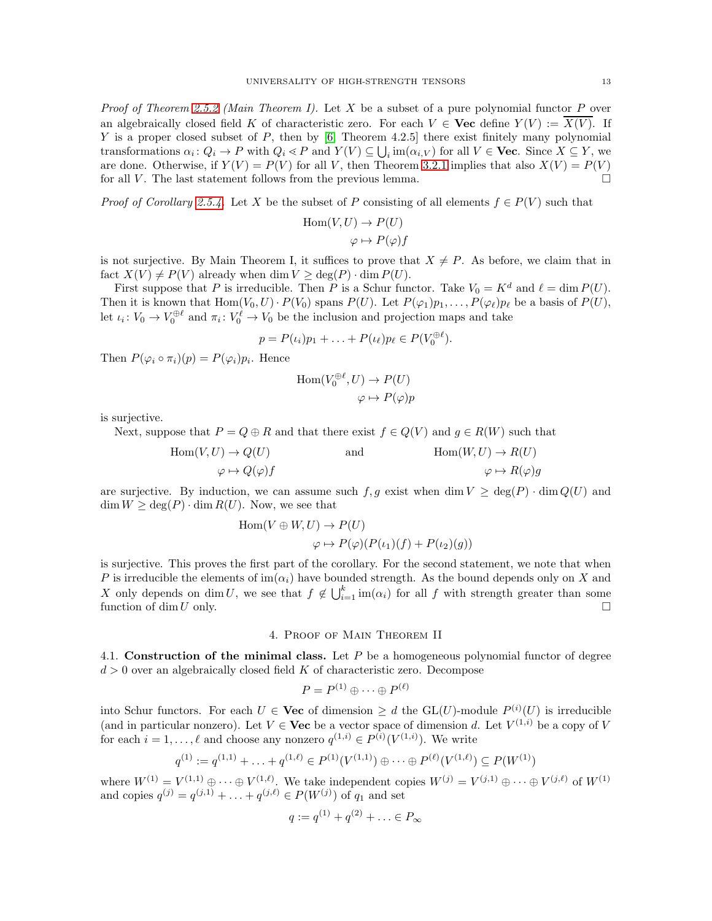*Proof of Theorem 2.5.2 (Main Theorem I).* Let $X$ be a subset of a pure polynomial functor $P$ over an algebraically closed field $K$ of characteristic zero. For each $V \in \mathbf{Vec}$ define $Y(V) := \overline{X(V)}$. If $Y$ is a proper closed subset of $P$, then by [6, Theorem 4.2.5] there exist finitely many polynomial transformations $\alpha_i \colon Q_i \to P$ with $Q_i \prec P$ and $Y(V) \subseteq \bigcup_i \operatorname{im}(\alpha_{i,V})$ for all $V \in \mathbf{Vec}$. Since $X \subseteq Y$, we are done. Otherwise, if $Y(V) = P(V)$ for all $V$, then Theorem 3.2.1 implies that also $X(V) = P(V)$ for all $V$. The last statement follows from the previous lemma. $\square$

*Proof of Corollary 2.5.4.* Let $X$ be the subset of $P$ consisting of all elements $f \in P(V)$ such that

$$\begin{aligned} \operatorname{Hom}(V, U) &\to P(U) \\ \varphi &\mapsto P(\varphi)f \end{aligned}$$

is not surjective. By Main Theorem I, it suffices to prove that $X \neq P$. As before, we claim that in fact $X(V) \neq P(V)$ already when $\dim V \geq \deg(P) \cdot \dim P(U)$.

First suppose that $P$ is irreducible. Then $P$ is a Schur functor. Take $V_0 = K^d$ and $\ell = \dim P(U)$. Then it is known that $\operatorname{Hom}(V_0, U) \cdot P(V_0)$ spans $P(U)$. Let $P(\varphi_1)p_1, \ldots, P(\varphi_\ell)p_\ell$ be a basis of $P(U)$, let $\iota_i \colon V_0 \to V_0^{\oplus \ell}$ and $\pi_i \colon V_0^\ell \to V_0$ be the inclusion and projection maps and take

$$p = P(\iota_1)p_1 + \ldots + P(\iota_\ell)p_\ell \in P(V_0^{\oplus \ell}).$$

Then $P(\varphi_i \circ \pi_i)(p) = P(\varphi_i)p_i$. Hence

$$\begin{aligned} \operatorname{Hom}(V_0^{\oplus \ell}, U) &\to P(U) \\ \varphi &\mapsto P(\varphi)p \end{aligned}$$

is surjective.

Next, suppose that $P = Q \oplus R$ and that there exist $f \in Q(V)$ and $g \in R(W)$ such that

$$\begin{aligned} \operatorname{Hom}(V, U) &\to Q(U) \\ \varphi &\mapsto Q(\varphi)f \end{aligned} \qquad \text{and} \qquad \begin{aligned} \operatorname{Hom}(W, U) &\to R(U) \\ \varphi &\mapsto R(\varphi)g \end{aligned}$$

are surjective. By induction, we can assume such $f, g$ exist when $\dim V \geq \deg(P) \cdot \dim Q(U)$ and $\dim W \geq \deg(P) \cdot \dim R(U)$. Now, we see that

$$\begin{aligned} \operatorname{Hom}(V \oplus W, U) &\to P(U) \\ \varphi &\mapsto P(\varphi)(P(\iota_1)(f) + P(\iota_2)(g)) \end{aligned}$$

is surjective. This proves the first part of the corollary. For the second statement, we note that when $P$ is irreducible the elements of $\operatorname{im}(\alpha_i)$ have bounded strength. As the bound depends only on $X$ and $X$ only depends on $\dim U$, we see that $f \notin \bigcup_{i=1}^k \operatorname{im}(\alpha_i)$ for all $f$ with strength greater than some function of $\dim U$ only. $\square$

## 4. Proof of Main Theorem II

**4.1. Construction of the minimal class.** Let $P$ be a homogeneous polynomial functor of degree $d > 0$ over an algebraically closed field $K$ of characteristic zero. Decompose

$$P = P^{(1)} \oplus \cdots \oplus P^{(\ell)}$$

into Schur functors. For each $U \in \mathbf{Vec}$ of dimension $\geq d$ the $\operatorname{GL}(U)$-module $P^{(i)}(U)$ is irreducible (and in particular nonzero). Let $V \in \mathbf{Vec}$ be a vector space of dimension $d$. Let $V^{(1,i)}$ be a copy of $V$ for each $i = 1, \ldots, \ell$ and choose any nonzero $q^{(1,i)} \in P^{(i)}(V^{(1,i)})$. We write

$$q^{(1)} := q^{(1,1)} + \ldots + q^{(1,\ell)} \in P^{(1)}(V^{(1,1)}) \oplus \cdots \oplus P^{(\ell)}(V^{(1,\ell)}) \subseteq P(W^{(1)})$$

where $W^{(1)} = V^{(1,1)} \oplus \cdots \oplus V^{(1,\ell)}$. We take independent copies $W^{(j)} = V^{(j,1)} \oplus \cdots \oplus V^{(j,\ell)}$ of $W^{(1)}$ and copies $q^{(j)} = q^{(j,1)} + \ldots + q^{(j,\ell)} \in P(W^{(j)})$ of $q_1$ and set

$$q := q^{(1)} + q^{(2)} + \ldots \in P_\infty$$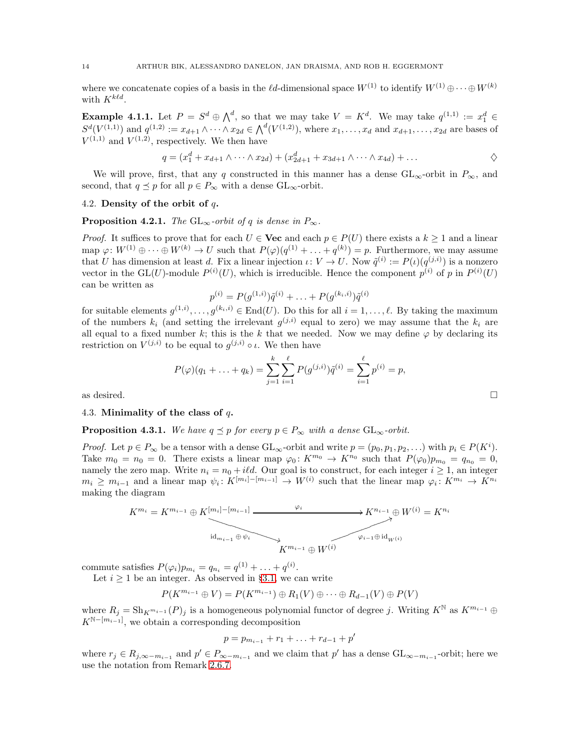where we concatenate copies of a basis in the $\ell d$-dimensional space $W^{(1)}$ to identify $W^{(1)} \oplus \cdots \oplus W^{(k)}$ with $K^{k\ell d}$.

**Example 4.1.1.** Let $P = S^d \oplus \bigwedge^d$, so that we may take $V = K^d$. We may take $q^{(1,1)} := x_1^d \in S^d(V^{(1,1)})$ and $q^{(1,2)} := x_{d+1} \wedge \cdots \wedge x_{2d} \in \bigwedge^d(V^{(1,2)})$, where $x_1, \ldots, x_d$ and $x_{d+1}, \ldots, x_{2d}$ are bases of $V^{(1,1)}$ and $V^{(1,2)}$, respectively. We then have

$$q = (x_1^d + x_{d+1} \wedge \cdots \wedge x_{2d}) + (x_{2d+1}^d + x_{3d+1} \wedge \cdots \wedge x_{4d}) + \ldots \qquad \diamondsuit$$

We will prove, first, that any $q$ constructed in this manner has a dense $\mathrm{GL}_\infty$-orbit in $P_\infty$, and second, that $q \preceq p$ for all $p \in P_\infty$ with a dense $\mathrm{GL}_\infty$-orbit.

## 4.2. Density of the orbit of $q$.

**Proposition 4.2.1.** *The $\mathrm{GL}_\infty$-orbit of $q$ is dense in $P_\infty$.*

*Proof.* It suffices to prove that for each $U \in \mathbf{Vec}$ and each $p \in P(U)$ there exists a $k \geq 1$ and a linear map $\varphi\colon W^{(1)} \oplus \cdots \oplus W^{(k)} \to U$ such that $P(\varphi)(q^{(1)} + \ldots + q^{(k)}) = p$. Furthermore, we may assume that $U$ has dimension at least $d$. Fix a linear injection $\iota\colon V \to U$. Now $\tilde{q}^{(i)} := P(\iota)(q^{(j,i)})$ is a nonzero vector in the $\mathrm{GL}(U)$-module $P^{(i)}(U)$, which is irreducible. Hence the component $p^{(i)}$ of $p$ in $P^{(i)}(U)$ can be written as

$$p^{(i)} = P(g^{(1,i)})\tilde{q}^{(i)} + \ldots + P(g^{(k_i,i)})\tilde{q}^{(i)}$$

for suitable elements $g^{(1,i)}, \ldots, g^{(k_i,i)} \in \mathrm{End}(U)$. Do this for all $i = 1, \ldots, \ell$. By taking the maximum of the numbers $k_i$ (and setting the irrelevant $g^{(j,i)}$ equal to zero) we may assume that the $k_i$ are all equal to a fixed number $k$; this is the $k$ that we needed. Now we may define $\varphi$ by declaring its restriction on $V^{(j,i)}$ to be equal to $g^{(j,i)} \circ \iota$. We then have

$$P(\varphi)(q_1 + \ldots + q_k) = \sum_{j=1}^{k} \sum_{i=1}^{\ell} P(g^{(j,i)})\tilde{q}^{(i)} = \sum_{i=1}^{\ell} p^{(i)} = p,$$

as desired. $\square$

## 4.3. Minimality of the class of $q$.

**Proposition 4.3.1.** *We have $q \preceq p$ for every $p \in P_\infty$ with a dense $\mathrm{GL}_\infty$-orbit.*

*Proof.* Let $p \in P_\infty$ be a tensor with a dense $\mathrm{GL}_\infty$-orbit and write $p = (p_0, p_1, p_2, \ldots)$ with $p_i \in P(K^i)$. Take $m_0 = n_0 = 0$. There exists a linear map $\varphi_0\colon K^{m_0} \to K^{n_0}$ such that $P(\varphi_0)p_{m_0} = q_{n_0} = 0$, namely the zero map. Write $n_i = n_0 + i\ell d$. Our goal is to construct, for each integer $i \geq 1$, an integer $m_i \geq m_{i-1}$ and a linear map $\psi_i\colon K^{[m_i]-[m_{i-1}]} \to W^{(i)}$ such that the linear map $\varphi_i\colon K^{m_i} \to K^{n_i}$ making the diagram

$$\begin{array}{ccc} K^{m_i} = K^{m_{i-1}} \oplus K^{[m_i]-[m_{i-1}]} & \xrightarrow{\quad\varphi_i\quad} & K^{n_{i-1}} \oplus W^{(i)} = K^{n_i} \\ & {\scriptstyle \mathrm{id}_{m_{i-1}} \oplus \psi_i} \searrow \quad \nearrow {\scriptstyle \varphi_{i-1} \oplus \mathrm{id}_{W^{(i)}}} & \\ & K^{m_{i-1}} \oplus W^{(i)} & \end{array}$$

commute satisfies $P(\varphi_i)p_{m_i} = q_{n_i} = q^{(1)} + \ldots + q^{(i)}$.

Let $i \geq 1$ be an integer. As observed in §3.1, we can write

$$P(K^{m_{i-1}} \oplus V) = P(K^{m_{i-1}}) \oplus R_1(V) \oplus \cdots \oplus R_{d-1}(V) \oplus P(V)$$

where $R_j = \mathrm{Sh}_{K^{m_{i-1}}}(P)_j$ is a homogeneous polynomial functor of degree $j$. Writing $K^{\mathbb{N}}$ as $K^{m_{i-1}} \oplus K^{\mathbb{N}-[m_{i-1}]}$, we obtain a corresponding decomposition

$$p = p_{m_{i-1}} + r_1 + \ldots + r_{d-1} + p'$$

where $r_j \in R_{j,\infty-m_{i-1}}$ and $p' \in P_{\infty-m_{i-1}}$ and we claim that $p'$ has a dense $\mathrm{GL}_{\infty-m_{i-1}}$-orbit; here we use the notation from Remark 2.6.7.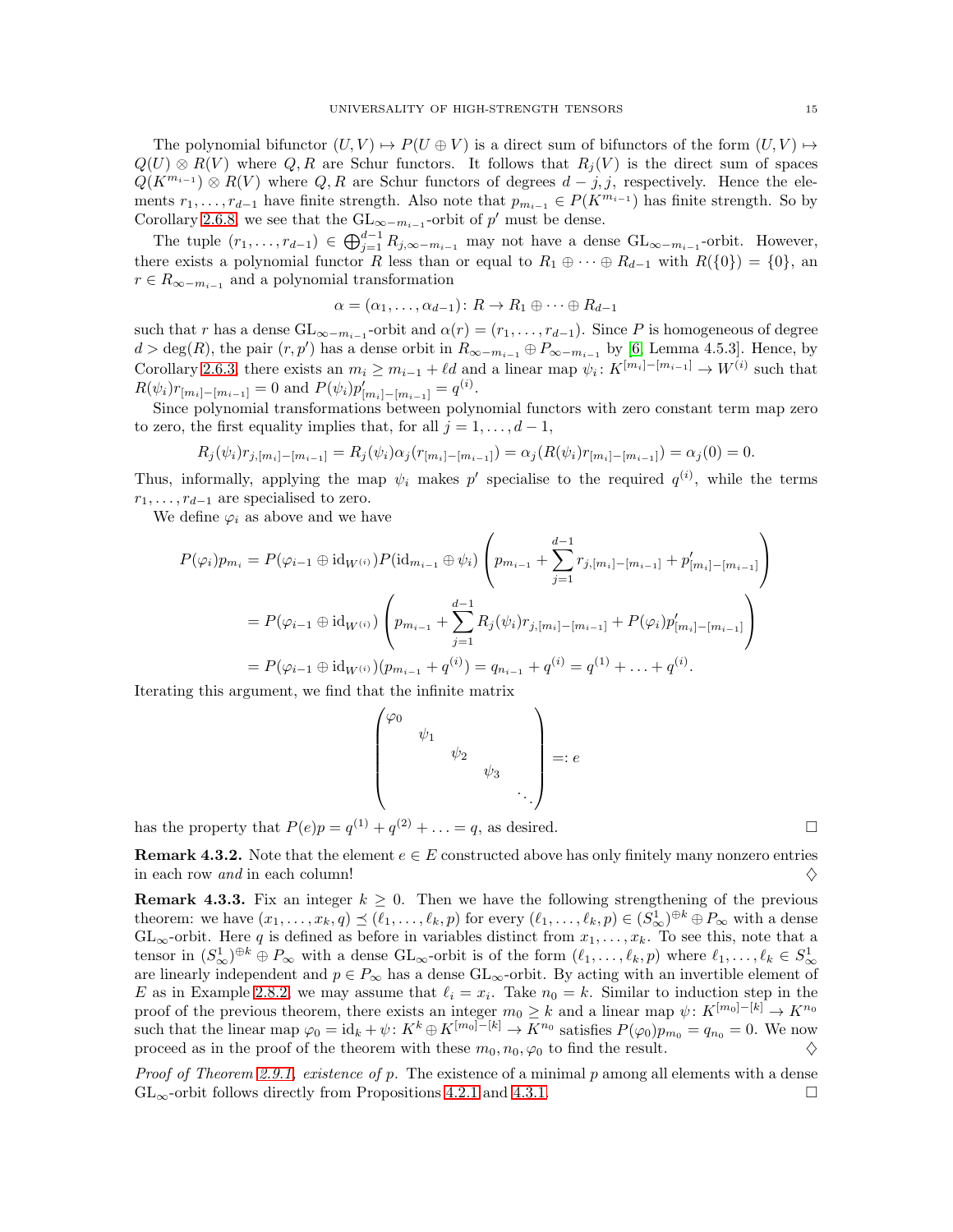The polynomial bifunctor $(U, V) \mapsto P(U \oplus V)$ is a direct sum of bifunctors of the form $(U, V) \mapsto Q(U) \otimes R(V)$ where $Q, R$ are Schur functors. It follows that $R_j(V)$ is the direct sum of spaces $Q(K^{m_{i-1}}) \otimes R(V)$ where $Q, R$ are Schur functors of degrees $d-j, j$, respectively. Hence the elements $r_1, \ldots, r_{d-1}$ have finite strength. Also note that $p_{m_{i-1}} \in P(K^{m_{i-1}})$ has finite strength. So by Corollary 2.6.8 we see that the $\mathrm{GL}_{\infty - m_{i-1}}$-orbit of $p'$ must be dense.

The tuple $(r_1, \ldots, r_{d-1}) \in \bigoplus_{j=1}^{d-1} R_{j,\infty - m_{i-1}}$ may not have a dense $\mathrm{GL}_{\infty - m_{i-1}}$-orbit. However, there exists a polynomial functor $R$ less than or equal to $R_1 \oplus \cdots \oplus R_{d-1}$ with $R(\{0\}) = \{0\}$, an $r \in R_{\infty - m_{i-1}}$ and a polynomial transformation

$$\alpha = (\alpha_1, \ldots, \alpha_{d-1}) \colon R \to R_1 \oplus \cdots \oplus R_{d-1}$$

such that $r$ has a dense $\mathrm{GL}_{\infty - m_{i-1}}$-orbit and $\alpha(r) = (r_1, \ldots, r_{d-1})$. Since $P$ is homogeneous of degree $d > \deg(R)$, the pair $(r, p')$ has a dense orbit in $R_{\infty - m_{i-1}} \oplus P_{\infty - m_{i-1}}$ by [6, Lemma 4.5.3]. Hence, by Corollary 2.6.3, there exists an $m_i \geq m_{i-1} + \ell d$ and a linear map $\psi_i \colon K^{[m_i]-[m_{i-1}]} \to W^{(i)}$ such that $R(\psi_i) r_{[m_i]-[m_{i-1}]} = 0$ and $P(\psi_i) p'_{[m_i]-[m_{i-1}]} = q^{(i)}$.

Since polynomial transformations between polynomial functors with zero constant term map zero to zero, the first equality implies that, for all $j = 1, \ldots, d-1$,

$$R_j(\psi_i) r_{j,[m_i]-[m_{i-1}]} = R_j(\psi_i)\alpha_j(r_{[m_i]-[m_{i-1}]}) = \alpha_j(R(\psi_i) r_{[m_i]-[m_{i-1}]}) = \alpha_j(0) = 0.$$

Thus, informally, applying the map $\psi_i$ makes $p'$ specialise to the required $q^{(i)}$, while the terms $r_1, \ldots, r_{d-1}$ are specialised to zero.

We define $\varphi_i$ as above and we have

$$\begin{aligned}
P(\varphi_i) p_{m_i} &= P(\varphi_{i-1} \oplus \mathrm{id}_{W^{(i)}}) P(\mathrm{id}_{m_{i-1}} \oplus \psi_i) \left( p_{m_{i-1}} + \sum_{j=1}^{d-1} r_{j,[m_i]-[m_{i-1}]} + p'_{[m_i]-[m_{i-1}]} \right) \\
&= P(\varphi_{i-1} \oplus \mathrm{id}_{W^{(i)}}) \left( p_{m_{i-1}} + \sum_{j=1}^{d-1} R_j(\psi_i) r_{j,[m_i]-[m_{i-1}]} + P(\varphi_i) p'_{[m_i]-[m_{i-1}]} \right) \\
&= P(\varphi_{i-1} \oplus \mathrm{id}_{W^{(i)}})(p_{m_{i-1}} + q^{(i)}) = q_{n_{i-1}} + q^{(i)} = q^{(1)} + \ldots + q^{(i)}.
\end{aligned}$$

Iterating this argument, we find that the infinite matrix

$$\begin{pmatrix} \varphi_0 & & & & \\ & \psi_1 & & & \\ & & \psi_2 & & \\ & & & \psi_3 & \\ & & & & \ddots \end{pmatrix} =: e$$

has the property that $P(e)p = q^{(1)} + q^{(2)} + \ldots = q$, as desired. $\square$

**Remark 4.3.2.** Note that the element $e \in E$ constructed above has only finitely many nonzero entries in each row *and* in each column! $\diamondsuit$

**Remark 4.3.3.** Fix an integer $k \geq 0$. Then we have the following strengthening of the previous theorem: we have $(x_1, \ldots, x_k, q) \preceq (\ell_1, \ldots, \ell_k, p)$ for every $(\ell_1, \ldots, \ell_k, p) \in (S^1_\infty)^{\oplus k} \oplus P_\infty$ with a dense $\mathrm{GL}_\infty$-orbit. Here $q$ is defined as before in variables distinct from $x_1, \ldots, x_k$. To see this, note that a tensor in $(S^1_\infty)^{\oplus k} \oplus P_\infty$ with a dense $\mathrm{GL}_\infty$-orbit is of the form $(\ell_1, \ldots, \ell_k, p)$ where $\ell_1, \ldots, \ell_k \in S^1_\infty$ are linearly independent and $p \in P_\infty$ has a dense $\mathrm{GL}_\infty$-orbit. By acting with an invertible element of $E$ as in Example 2.8.2, we may assume that $\ell_i = x_i$. Take $n_0 = k$. Similar to induction step in the proof of the previous theorem, there exists an integer $m_0 \geq k$ and a linear map $\psi \colon K^{[m_0]-[k]} \to K^{n_0}$ such that the linear map $\varphi_0 = \mathrm{id}_k + \psi \colon K^k \oplus K^{[m_0]-[k]} \to K^{n_0}$ satisfies $P(\varphi_0) p_{m_0} = q_{n_0} = 0$. We now proceed as in the proof of the theorem with these $m_0, n_0, \varphi_0$ to find the result. $\diamondsuit$

*Proof of Theorem 2.9.1, existence of p.* The existence of a minimal $p$ among all elements with a dense $\mathrm{GL}_\infty$-orbit follows directly from Propositions 4.2.1 and 4.3.1. $\square$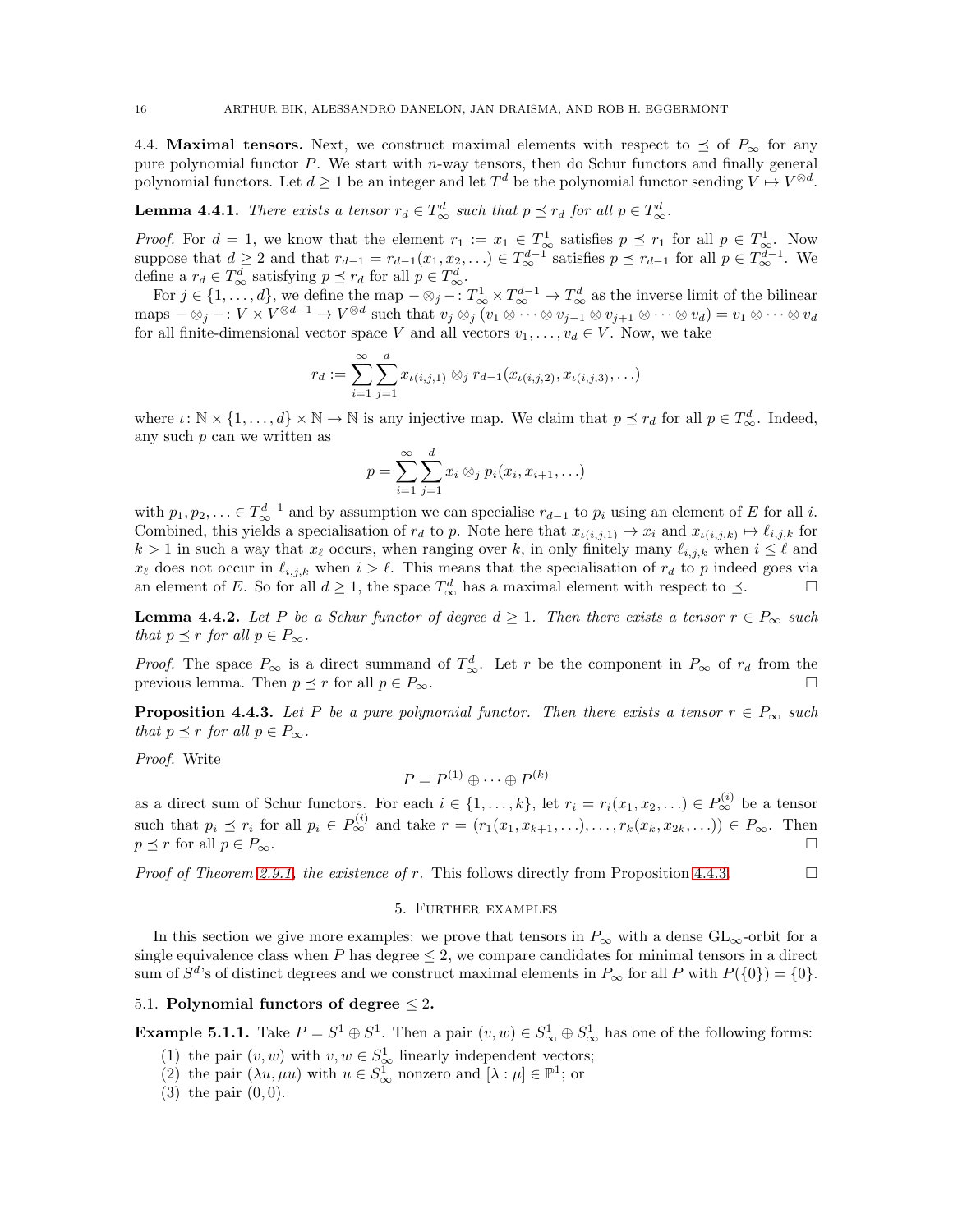### 4.4. Maximal tensors.

Next, we construct maximal elements with respect to $\preceq$ of $P_\infty$ for any pure polynomial functor $P$. We start with $n$-way tensors, then do Schur functors and finally general polynomial functors. Let $d \geq 1$ be an integer and let $T^d$ be the polynomial functor sending $V \mapsto V^{\otimes d}$.

**Lemma 4.4.1.** *There exists a tensor $r_d \in T^d_\infty$ such that $p \preceq r_d$ for all $p \in T^d_\infty$.*

*Proof.* For $d = 1$, we know that the element $r_1 := x_1 \in T^1_\infty$ satisfies $p \preceq r_1$ for all $p \in T^1_\infty$. Now suppose that $d \geq 2$ and that $r_{d-1} = r_{d-1}(x_1, x_2, \ldots) \in T^{d-1}_\infty$ satisfies $p \preceq r_{d-1}$ for all $p \in T^{d-1}_\infty$. We define a $r_d \in T^d_\infty$ satisfying $p \preceq r_d$ for all $p \in T^d_\infty$.

For $j \in \{1, \ldots, d\}$, we define the map $- \otimes_j - \colon T^1_\infty \times T^{d-1}_\infty \to T^d_\infty$ as the inverse limit of the bilinear maps $- \otimes_j - \colon V \times V^{\otimes d-1} \to V^{\otimes d}$ such that $v_j \otimes_j (v_1 \otimes \cdots \otimes v_{j-1} \otimes v_{j+1} \otimes \cdots \otimes v_d) = v_1 \otimes \cdots \otimes v_d$ for all finite-dimensional vector space $V$ and all vectors $v_1, \ldots, v_d \in V$. Now, we take

$$r_d := \sum_{i=1}^{\infty} \sum_{j=1}^{d} x_{\iota(i,j,1)} \otimes_j r_{d-1}(x_{\iota(i,j,2)}, x_{\iota(i,j,3)}, \ldots)$$

where $\iota\colon \mathbb{N} \times \{1, \ldots, d\} \times \mathbb{N} \to \mathbb{N}$ is any injective map. We claim that $p \preceq r_d$ for all $p \in T^d_\infty$. Indeed, any such $p$ can we written as

$$p = \sum_{i=1}^{\infty} \sum_{j=1}^{d} x_i \otimes_j p_i(x_i, x_{i+1}, \ldots)$$

with $p_1, p_2, \ldots \in T^{d-1}_\infty$ and by assumption we can specialise $r_{d-1}$ to $p_i$ using an element of $E$ for all $i$. Combined, this yields a specialisation of $r_d$ to $p$. Note here that $x_{\iota(i,j,1)} \mapsto x_i$ and $x_{\iota(i,j,k)} \mapsto \ell_{i,j,k}$ for $k > 1$ in such a way that $x_\ell$ occurs, when ranging over $k$, in only finitely many $\ell_{i,j,k}$ when $i \leq \ell$ and $x_\ell$ does not occur in $\ell_{i,j,k}$ when $i > \ell$. This means that the specialisation of $r_d$ to $p$ indeed goes via an element of $E$. So for all $d \geq 1$, the space $T^d_\infty$ has a maximal element with respect to $\preceq$. $\square$

**Lemma 4.4.2.** *Let $P$ be a Schur functor of degree $d \geq 1$. Then there exists a tensor $r \in P_\infty$ such that $p \preceq r$ for all $p \in P_\infty$.*

*Proof.* The space $P_\infty$ is a direct summand of $T^d_\infty$. Let $r$ be the component in $P_\infty$ of $r_d$ from the previous lemma. Then $p \preceq r$ for all $p \in P_\infty$. $\square$

**Proposition 4.4.3.** *Let $P$ be a pure polynomial functor. Then there exists a tensor $r \in P_\infty$ such that $p \preceq r$ for all $p \in P_\infty$.*

*Proof.* Write

$$P = P^{(1)} \oplus \cdots \oplus P^{(k)}$$

as a direct sum of Schur functors. For each $i \in \{1, \ldots, k\}$, let $r_i = r_i(x_1, x_2, \ldots) \in P^{(i)}_\infty$ be a tensor such that $p_i \preceq r_i$ for all $p_i \in P^{(i)}_\infty$ and take $r = (r_1(x_1, x_{k+1}, \ldots), \ldots, r_k(x_k, x_{2k}, \ldots)) \in P_\infty$. Then $p \preceq r$ for all $p \in P_\infty$. $\square$

*Proof of Theorem 2.9.1, the existence of $r$.* This follows directly from Proposition 4.4.3. $\square$

## 5. Further examples

In this section we give more examples: we prove that tensors in $P_\infty$ with a dense $\mathrm{GL}_\infty$-orbit for a single equivalence class when $P$ has degree $\leq 2$, we compare candidates for minimal tensors in a direct sum of $S^d$'s of distinct degrees and we construct maximal elements in $P_\infty$ for all $P$ with $P(\{0\}) = \{0\}$.

### 5.1. Polynomial functors of degree $\leq 2$.

**Example 5.1.1.** Take $P = S^1 \oplus S^1$. Then a pair $(v, w) \in S^1_\infty \oplus S^1_\infty$ has one of the following forms:

1. the pair $(v, w)$ with $v, w \in S^1_\infty$ linearly independent vectors;
2. the pair $(\lambda u, \mu u)$ with $u \in S^1_\infty$ nonzero and $[\lambda : \mu] \in \mathbb{P}^1$; or
3. the pair $(0, 0)$.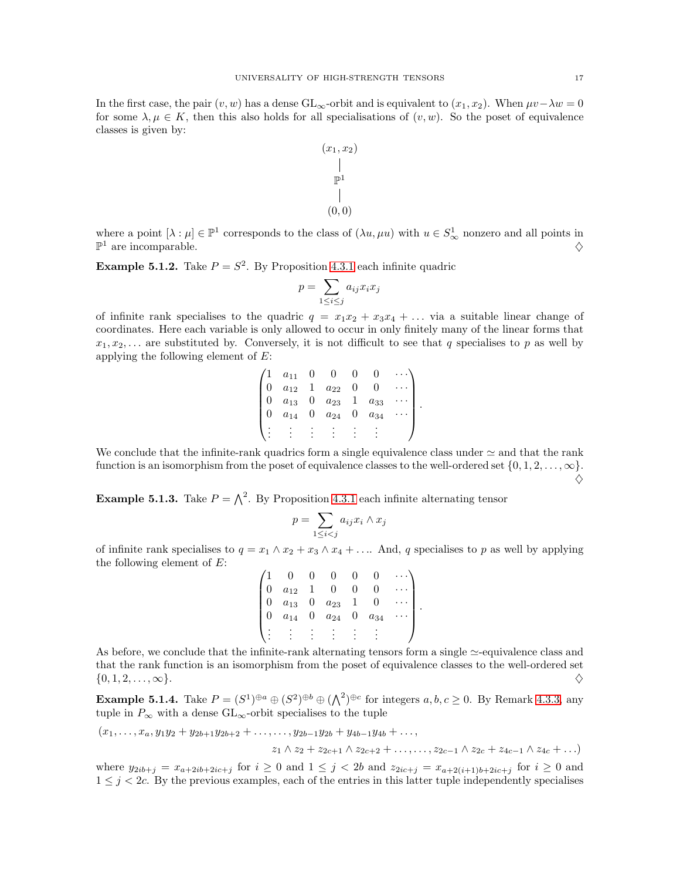In the first case, the pair $(v, w)$ has a dense $\mathrm{GL}_\infty$-orbit and is equivalent to $(x_1, x_2)$. When $\mu v - \lambda w = 0$ for some $\lambda, \mu \in K$, then this also holds for all specialisations of $(v, w)$. So the poset of equivalence classes is given by:

$$\begin{array}{c} (x_1, x_2) \\ | \\ \mathbb{P}^1 \\ | \\ (0,0) \end{array}$$

where a point $[\lambda : \mu] \in \mathbb{P}^1$ corresponds to the class of $(\lambda u, \mu u)$ with $u \in S^1_\infty$ nonzero and all points in $\mathbb{P}^1$ are incomparable. $\diamondsuit$

**Example 5.1.2.** Take $P = S^2$. By Proposition 4.3.1 each infinite quadric

$$p = \sum_{1 \leq i \leq j} a_{ij} x_i x_j$$

of infinite rank specialises to the quadric $q = x_1 x_2 + x_3 x_4 + \ldots$ via a suitable linear change of coordinates. Here each variable is only allowed to occur in only finitely many of the linear forms that $x_1, x_2, \ldots$ are substituted by. Conversely, it is not difficult to see that $q$ specialises to $p$ as well by applying the following element of $E$:

$$\begin{pmatrix} 1 & a_{11} & 0 & 0 & 0 & 0 & \cdots \\ 0 & a_{12} & 1 & a_{22} & 0 & 0 & \cdots \\ 0 & a_{13} & 0 & a_{23} & 1 & a_{33} & \cdots \\ 0 & a_{14} & 0 & a_{24} & 0 & a_{34} & \cdots \\ \vdots & \vdots & \vdots & \vdots & \vdots & \vdots & \end{pmatrix}.$$

We conclude that the infinite-rank quadrics form a single equivalence class under $\simeq$ and that the rank function is an isomorphism from the poset of equivalence classes to the well-ordered set $\{0, 1, 2, \ldots, \infty\}$. $\diamondsuit$

**Example 5.1.3.** Take $P = \bigwedge^2$. By Proposition 4.3.1 each infinite alternating tensor

$$p = \sum_{1 \leq i < j} a_{ij} x_i \wedge x_j$$

of infinite rank specialises to $q = x_1 \wedge x_2 + x_3 \wedge x_4 + \ldots$. And, $q$ specialises to $p$ as well by applying the following element of $E$:

$$\begin{pmatrix} 1 & 0 & 0 & 0 & 0 & 0 & \cdots \\ 0 & a_{12} & 1 & 0 & 0 & 0 & \cdots \\ 0 & a_{13} & 0 & a_{23} & 1 & 0 & \cdots \\ 0 & a_{14} & 0 & a_{24} & 0 & a_{34} & \cdots \\ \vdots & \vdots & \vdots & \vdots & \vdots & \vdots & \end{pmatrix}.$$

As before, we conclude that the infinite-rank alternating tensors form a single $\simeq$-equivalence class and that the rank function is an isomorphism from the poset of equivalence classes to the well-ordered set $\{0, 1, 2, \ldots, \infty\}$. $\diamondsuit$

**Example 5.1.4.** Take $P = (S^1)^{\oplus a} \oplus (S^2)^{\oplus b} \oplus (\bigwedge^2)^{\oplus c}$ for integers $a, b, c \geq 0$. By Remark 4.3.3, any tuple in $P_\infty$ with a dense $\mathrm{GL}_\infty$-orbit specialises to the tuple

$$(x_1, \ldots, x_a, y_1 y_2 + y_{2b+1} y_{2b+2} + \ldots, \ldots, y_{2b-1} y_{2b} + y_{4b-1} y_{4b} + \ldots,$$
$$z_1 \wedge z_2 + z_{2c+1} \wedge z_{2c+2} + \ldots, \ldots, z_{2c-1} \wedge z_{2c} + z_{4c-1} \wedge z_{4c} + \ldots)$$

where $y_{2ib+j} = x_{a+2ib+2ic+j}$ for $i \geq 0$ and $1 \leq j < 2b$ and $z_{2ic+j} = x_{a+2(i+1)b+2ic+j}$ for $i \geq 0$ and $1 \leq j < 2c$. By the previous examples, each of the entries in this latter tuple independently specialises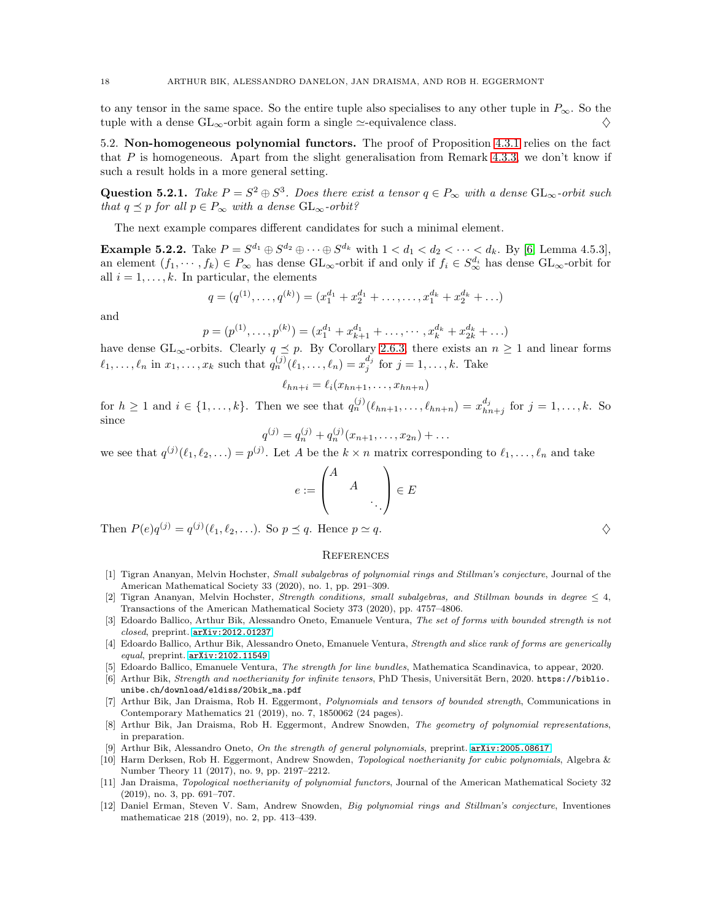to any tensor in the same space. So the entire tuple also specialises to any other tuple in $P_\infty$. So the tuple with a dense $\mathrm{GL}_\infty$-orbit again form a single $\simeq$-equivalence class. ♢

5.2. **Non-homogeneous polynomial functors.** The proof of Proposition 4.3.1 relies on the fact that $P$ is homogeneous. Apart from the slight generalisation from Remark 4.3.3, we don't know if such a result holds in a more general setting.

**Question 5.2.1.** *Take $P = S^2 \oplus S^3$. Does there exist a tensor $q \in P_\infty$ with a dense $\mathrm{GL}_\infty$-orbit such that $q \preceq p$ for all $p \in P_\infty$ with a dense $\mathrm{GL}_\infty$-orbit?*

The next example compares different candidates for such a minimal element.

**Example 5.2.2.** Take $P = S^{d_1} \oplus S^{d_2} \oplus \cdots \oplus S^{d_k}$ with $1 < d_1 < d_2 < \cdots < d_k$. By [6, Lemma 4.5.3], an element $(f_1, \cdots, f_k) \in P_\infty$ has dense $\mathrm{GL}_\infty$-orbit if and only if $f_i \in S^{d_i}_\infty$ has dense $\mathrm{GL}_\infty$-orbit for all $i = 1, \ldots, k$. In particular, the elements

$$q = (q^{(1)}, \ldots, q^{(k)}) = (x_1^{d_1} + x_2^{d_1} + \ldots, \ldots, x_1^{d_k} + x_2^{d_k} + \ldots)$$

and

$$p = (p^{(1)}, \ldots, p^{(k)}) = (x_1^{d_1} + x_{k+1}^{d_1} + \ldots, \cdots, x_k^{d_k} + x_{2k}^{d_k} + \ldots)$$

have dense $\mathrm{GL}_\infty$-orbits. Clearly $q \preceq p$. By Corollary 2.6.3, there exists an $n \geq 1$ and linear forms $\ell_1, \ldots, \ell_n$ in $x_1, \ldots, x_k$ such that $q_n^{(j)}(\ell_1, \ldots, \ell_n) = x_j^{d_j}$ for $j = 1, \ldots, k$. Take

$$\ell_{hn+i} = \ell_i(x_{hn+1}, \ldots, x_{hn+n})$$

for $h \geq 1$ and $i \in \{1, \ldots, k\}$. Then we see that $q_n^{(j)}(\ell_{hn+1}, \ldots, \ell_{hn+n}) = x_{hn+j}^{d_j}$ for $j = 1, \ldots, k$. So since

$$q^{(j)} = q_n^{(j)} + q_n^{(j)}(x_{n+1}, \ldots, x_{2n}) + \ldots$$

we see that $q^{(j)}(\ell_1, \ell_2, \ldots) = p^{(j)}$. Let $A$ be the $k \times n$ matrix corresponding to $\ell_1, \ldots, \ell_n$ and take

$$e := \begin{pmatrix} A & & \\ & A & \\ & & \ddots \end{pmatrix} \in E$$

Then $P(e)q^{(j)} = q^{(j)}(\ell_1, \ell_2, \ldots)$. So $p \preceq q$. Hence $p \simeq q$. ♢

## References

[1] Tigran Ananyan, Melvin Hochster, *Small subalgebras of polynomial rings and Stillman's conjecture*, Journal of the American Mathematical Society 33 (2020), no. 1, pp. 291–309.

[2] Tigran Ananyan, Melvin Hochster, *Strength conditions, small subalgebras, and Stillman bounds in degree ≤ 4*, Transactions of the American Mathematical Society 373 (2020), pp. 4757–4806.

[3] Edoardo Ballico, Arthur Bik, Alessandro Oneto, Emanuele Ventura, *The set of forms with bounded strength is not closed*, preprint. arXiv:2012.01237

[4] Edoardo Ballico, Arthur Bik, Alessandro Oneto, Emanuele Ventura, *Strength and slice rank of forms are generically equal*, preprint. arXiv:2102.11549

[5] Edoardo Ballico, Emanuele Ventura, *The strength for line bundles*, Mathematica Scandinavica, to appear, 2020.

[6] Arthur Bik, *Strength and noetherianity for infinite tensors*, PhD Thesis, Universität Bern, 2020. https://biblio.unibe.ch/download/eldiss/20bik_ma.pdf

[7] Arthur Bik, Jan Draisma, Rob H. Eggermont, *Polynomials and tensors of bounded strength*, Communications in Contemporary Mathematics 21 (2019), no. 7, 1850062 (24 pages).

[8] Arthur Bik, Jan Draisma, Rob H. Eggermont, Andrew Snowden, *The geometry of polynomial representations*, in preparation.

[9] Arthur Bik, Alessandro Oneto, *On the strength of general polynomials*, preprint. arXiv:2005.08617

[10] Harm Derksen, Rob H. Eggermont, Andrew Snowden, *Topological noetherianity for cubic polynomials*, Algebra & Number Theory 11 (2017), no. 9, pp. 2197–2212.

[11] Jan Draisma, *Topological noetherianity of polynomial functors*, Journal of the American Mathematical Society 32 (2019), no. 3, pp. 691–707.

[12] Daniel Erman, Steven V. Sam, Andrew Snowden, *Big polynomial rings and Stillman's conjecture*, Inventiones mathematicae 218 (2019), no. 2, pp. 413–439.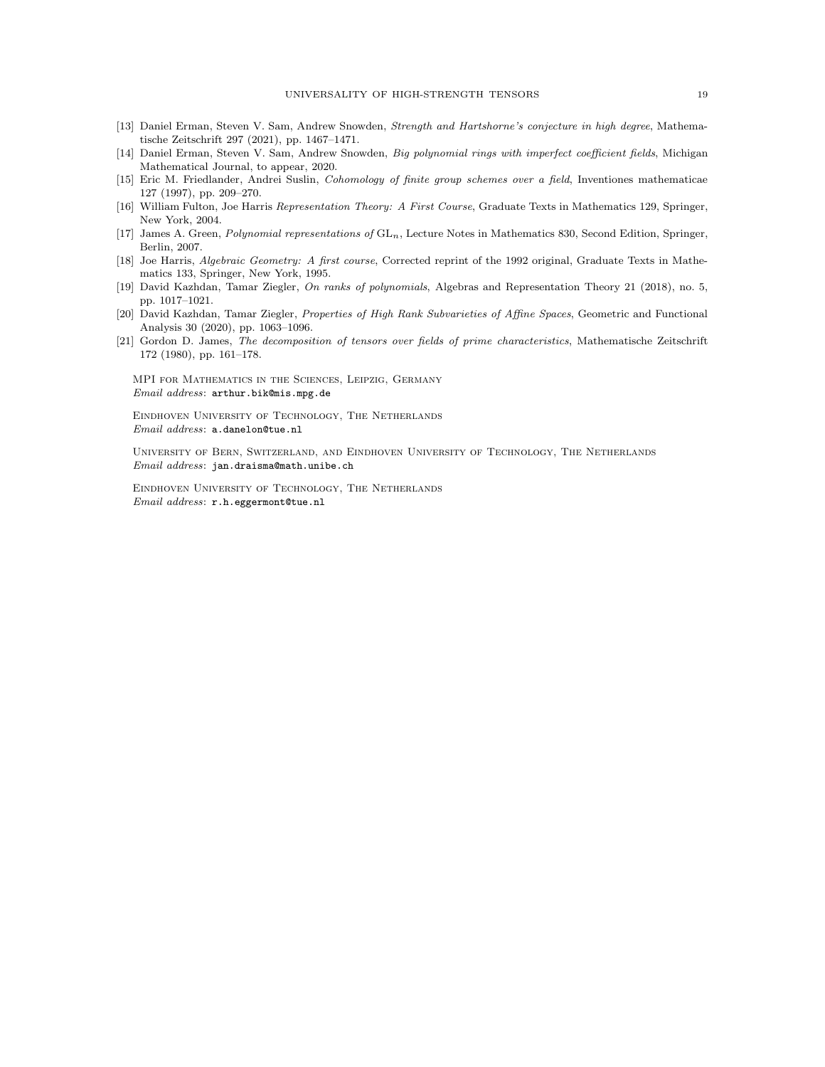[13] Daniel Erman, Steven V. Sam, Andrew Snowden, *Strength and Hartshorne's conjecture in high degree*, Mathematische Zeitschrift 297 (2021), pp. 1467–1471.

[14] Daniel Erman, Steven V. Sam, Andrew Snowden, *Big polynomial rings with imperfect coefficient fields*, Michigan Mathematical Journal, to appear, 2020.

[15] Eric M. Friedlander, Andrei Suslin, *Cohomology of finite group schemes over a field*, Inventiones mathematicae 127 (1997), pp. 209–270.

[16] William Fulton, Joe Harris *Representation Theory: A First Course*, Graduate Texts in Mathematics 129, Springer, New York, 2004.

[17] James A. Green, *Polynomial representations of* $\mathrm{GL}_n$, Lecture Notes in Mathematics 830, Second Edition, Springer, Berlin, 2007.

[18] Joe Harris, *Algebraic Geometry: A first course*, Corrected reprint of the 1992 original, Graduate Texts in Mathematics 133, Springer, New York, 1995.

[19] David Kazhdan, Tamar Ziegler, *On ranks of polynomials*, Algebras and Representation Theory 21 (2018), no. 5, pp. 1017–1021.

[20] David Kazhdan, Tamar Ziegler, *Properties of High Rank Subvarieties of Affine Spaces*, Geometric and Functional Analysis 30 (2020), pp. 1063–1096.

[21] Gordon D. James, *The decomposition of tensors over fields of prime characteristics*, Mathematische Zeitschrift 172 (1980), pp. 161–178.

MPI for Mathematics in the Sciences, Leipzig, Germany
*Email address*: arthur.bik@mis.mpg.de

Eindhoven University of Technology, The Netherlands
*Email address*: a.danelon@tue.nl

University of Bern, Switzerland, and Eindhoven University of Technology, The Netherlands
*Email address*: jan.draisma@math.unibe.ch

Eindhoven University of Technology, The Netherlands
*Email address*: r.h.eggermont@tue.nl